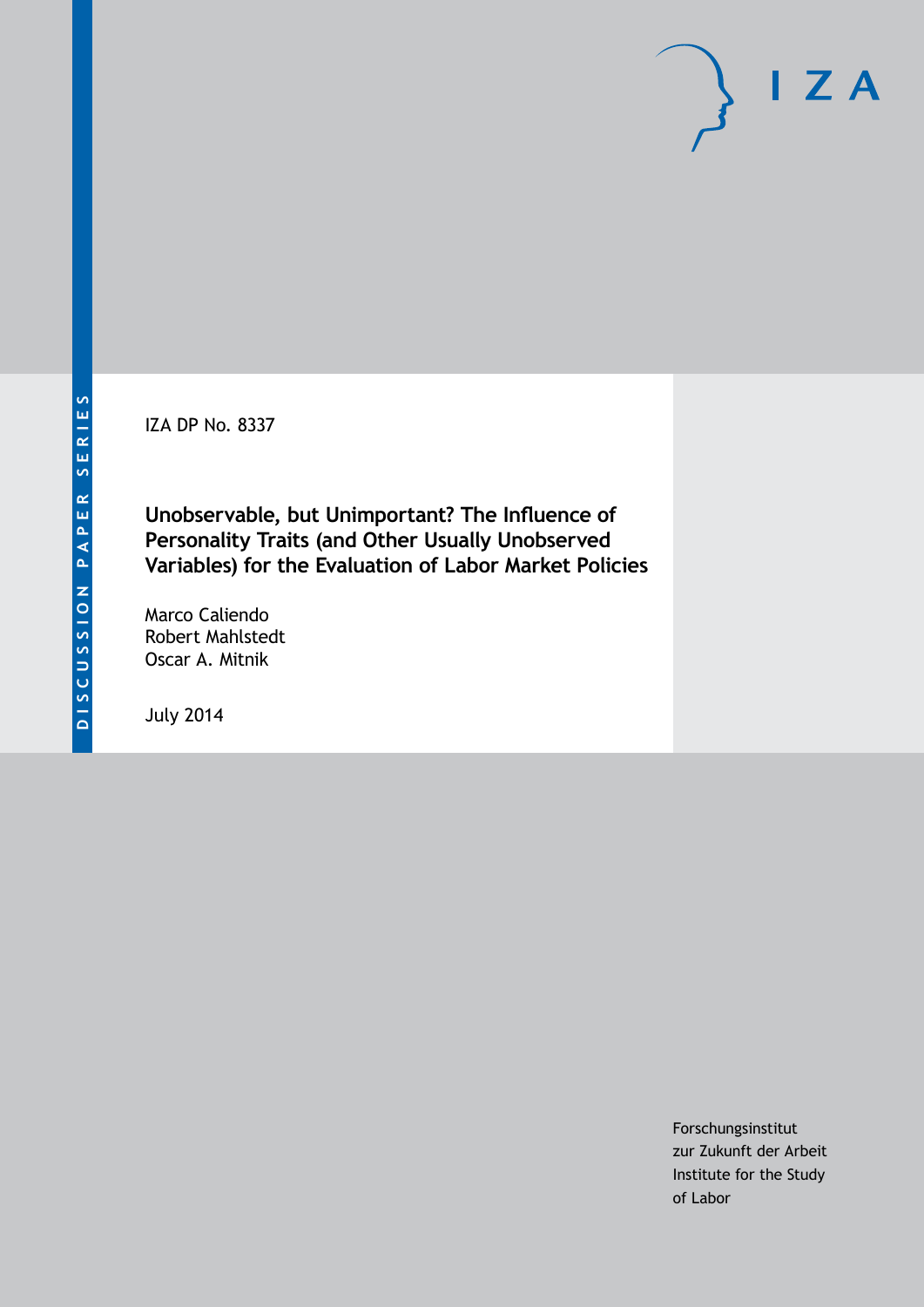DISCUSSION PAPER SERIES

IZA DP No. 8337

# Unobservable, but Unimportant? The Influence of Personality Traits (and Other Usually Unobserved Variables) for the Evaluation of Labor Market Policies

Marco Caliendo
Robert Mahlstedt
Oscar A. Mitnik

July 2014

Forschungsinstitut
zur Zukunft der Arbeit
Institute for the Study
of Labor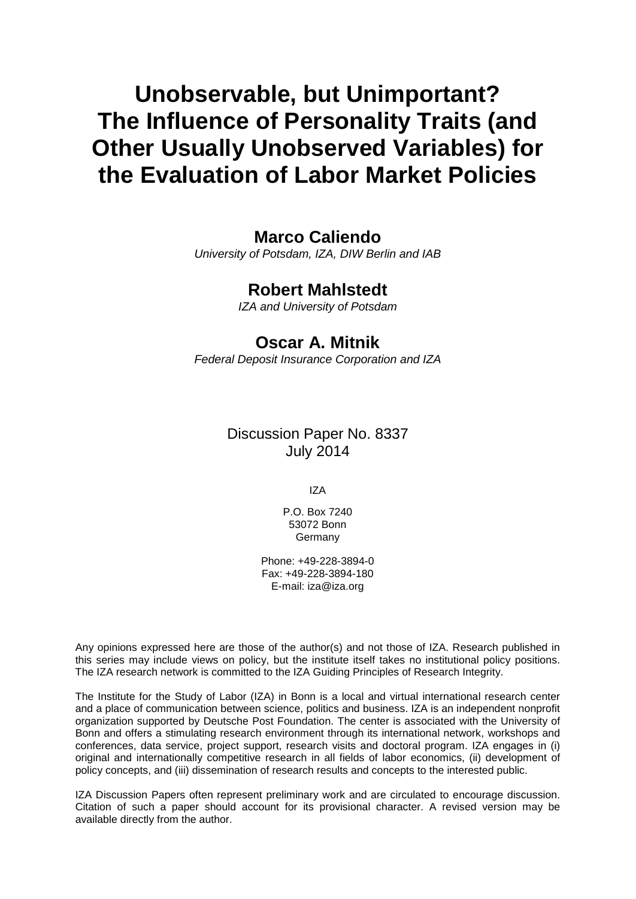# Unobservable, but Unimportant? The Influence of Personality Traits (and Other Usually Unobserved Variables) for the Evaluation of Labor Market Policies

**Marco Caliendo**

*University of Potsdam, IZA, DIW Berlin and IAB*

**Robert Mahlstedt**

*IZA and University of Potsdam*

**Oscar A. Mitnik**

*Federal Deposit Insurance Corporation and IZA*

Discussion Paper No. 8337
July 2014

IZA

P.O. Box 7240
53072 Bonn
Germany

Phone: +49-228-3894-0
Fax: +49-228-3894-180
E-mail: iza@iza.org

Any opinions expressed here are those of the author(s) and not those of IZA. Research published in this series may include views on policy, but the institute itself takes no institutional policy positions. The IZA research network is committed to the IZA Guiding Principles of Research Integrity.

The Institute for the Study of Labor (IZA) in Bonn is a local and virtual international research center and a place of communication between science, politics and business. IZA is an independent nonprofit organization supported by Deutsche Post Foundation. The center is associated with the University of Bonn and offers a stimulating research environment through its international network, workshops and conferences, data service, project support, research visits and doctoral program. IZA engages in (i) original and internationally competitive research in all fields of labor economics, (ii) development of policy concepts, and (iii) dissemination of research results and concepts to the interested public.

IZA Discussion Papers often represent preliminary work and are circulated to encourage discussion. Citation of such a paper should account for its provisional character. A revised version may be available directly from the author.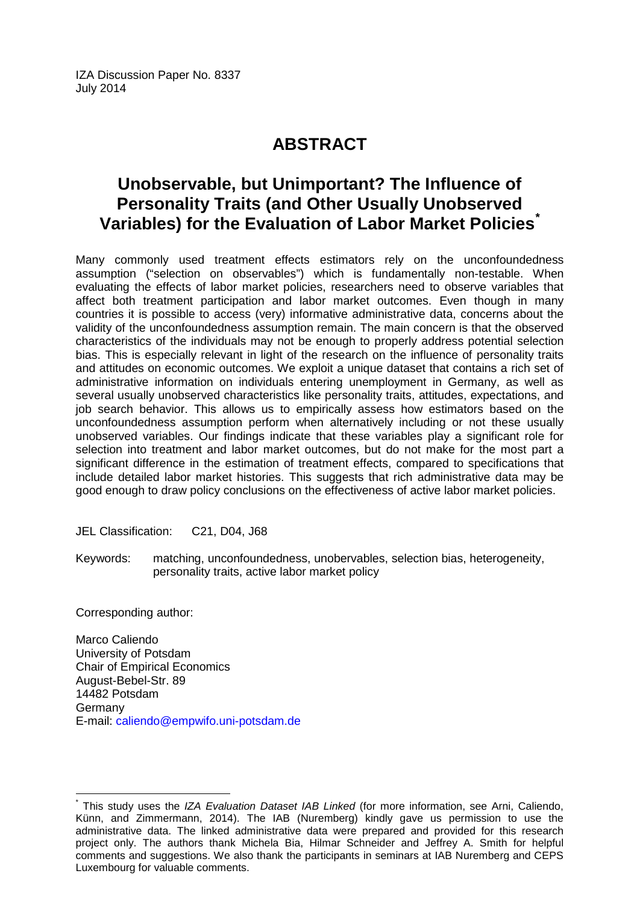IZA Discussion Paper No. 8337
July 2014

# ABSTRACT

## Unobservable, but Unimportant? The Influence of Personality Traits (and Other Usually Unobserved Variables) for the Evaluation of Labor Market Policies*

Many commonly used treatment effects estimators rely on the unconfoundedness assumption ("selection on observables") which is fundamentally non-testable. When evaluating the effects of labor market policies, researchers need to observe variables that affect both treatment participation and labor market outcomes. Even though in many countries it is possible to access (very) informative administrative data, concerns about the validity of the unconfoundedness assumption remain. The main concern is that the observed characteristics of the individuals may not be enough to properly address potential selection bias. This is especially relevant in light of the research on the influence of personality traits and attitudes on economic outcomes. We exploit a unique dataset that contains a rich set of administrative information on individuals entering unemployment in Germany, as well as several usually unobserved characteristics like personality traits, attitudes, expectations, and job search behavior. This allows us to empirically assess how estimators based on the unconfoundedness assumption perform when alternatively including or not these usually unobserved variables. Our findings indicate that these variables play a significant role for selection into treatment and labor market outcomes, but do not make for the most part a significant difference in the estimation of treatment effects, compared to specifications that include detailed labor market histories. This suggests that rich administrative data may be good enough to draw policy conclusions on the effectiveness of active labor market policies.

JEL Classification: C21, D04, J68

Keywords: matching, unconfoundedness, unobervables, selection bias, heterogeneity, personality traits, active labor market policy

Corresponding author:

Marco Caliendo
University of Potsdam
Chair of Empirical Economics
August-Bebel-Str. 89
14482 Potsdam
Germany
E-mail: caliendo@empwifo.uni-potsdam.de

---

* This study uses the *IZA Evaluation Dataset IAB Linked* (for more information, see Arni, Caliendo, Künn, and Zimmermann, 2014). The IAB (Nuremberg) kindly gave us permission to use the administrative data. The linked administrative data were prepared and provided for this research project only. The authors thank Michela Bia, Hilmar Schneider and Jeffrey A. Smith for helpful comments and suggestions. We also thank the participants in seminars at IAB Nuremberg and CEPS Luxembourg for valuable comments.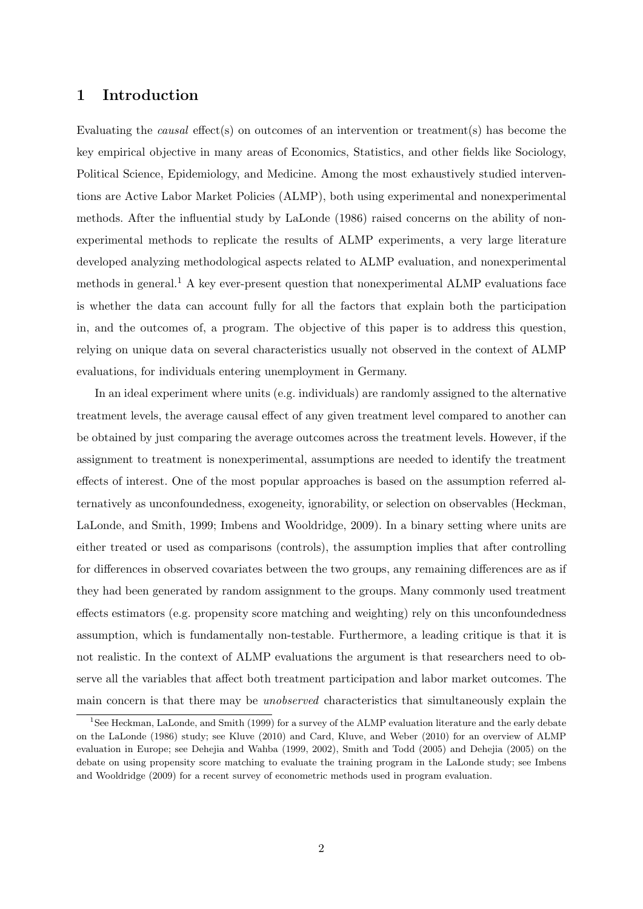# 1 Introduction

Evaluating the *causal* effect(s) on outcomes of an intervention or treatment(s) has become the key empirical objective in many areas of Economics, Statistics, and other fields like Sociology, Political Science, Epidemiology, and Medicine. Among the most exhaustively studied interventions are Active Labor Market Policies (ALMP), both using experimental and nonexperimental methods. After the influential study by LaLonde (1986) raised concerns on the ability of nonexperimental methods to replicate the results of ALMP experiments, a very large literature developed analyzing methodological aspects related to ALMP evaluation, and nonexperimental methods in general.[1] A key ever-present question that nonexperimental ALMP evaluations face is whether the data can account fully for all the factors that explain both the participation in, and the outcomes of, a program. The objective of this paper is to address this question, relying on unique data on several characteristics usually not observed in the context of ALMP evaluations, for individuals entering unemployment in Germany.

In an ideal experiment where units (e.g. individuals) are randomly assigned to the alternative treatment levels, the average causal effect of any given treatment level compared to another can be obtained by just comparing the average outcomes across the treatment levels. However, if the assignment to treatment is nonexperimental, assumptions are needed to identify the treatment effects of interest. One of the most popular approaches is based on the assumption referred alternatively as unconfoundedness, exogeneity, ignorability, or selection on observables (Heckman, LaLonde, and Smith, 1999; Imbens and Wooldridge, 2009). In a binary setting where units are either treated or used as comparisons (controls), the assumption implies that after controlling for differences in observed covariates between the two groups, any remaining differences are as if they had been generated by random assignment to the groups. Many commonly used treatment effects estimators (e.g. propensity score matching and weighting) rely on this unconfoundedness assumption, which is fundamentally non-testable. Furthermore, a leading critique is that it is not realistic. In the context of ALMP evaluations the argument is that researchers need to observe all the variables that affect both treatment participation and labor market outcomes. The main concern is that there may be *unobserved* characteristics that simultaneously explain the

[1] See Heckman, LaLonde, and Smith (1999) for a survey of the ALMP evaluation literature and the early debate on the LaLonde (1986) study; see Kluve (2010) and Card, Kluve, and Weber (2010) for an overview of ALMP evaluation in Europe; see Dehejia and Wahba (1999, 2002), Smith and Todd (2005) and Dehejia (2005) on the debate on using propensity score matching to evaluate the training program in the LaLonde study; see Imbens and Wooldridge (2009) for a recent survey of econometric methods used in program evaluation.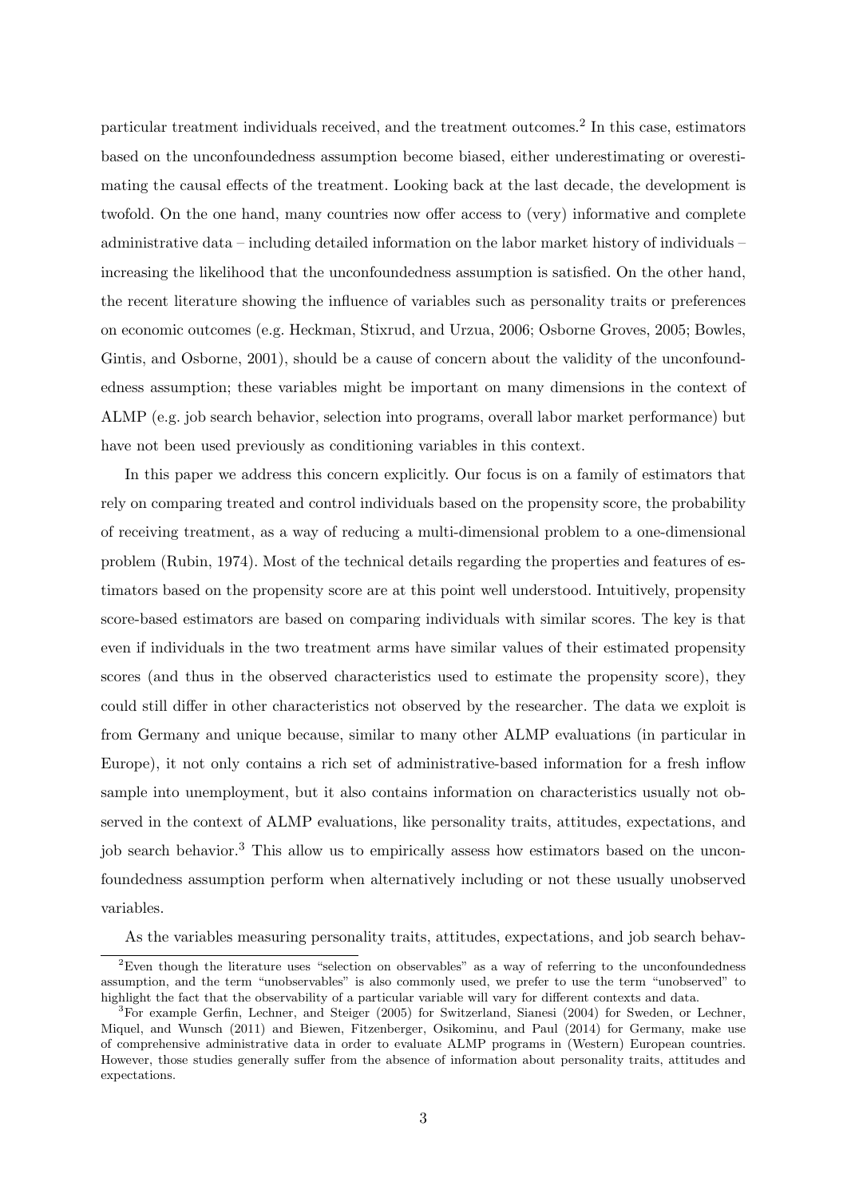particular treatment individuals received, and the treatment outcomes.[2] In this case, estimators based on the unconfoundedness assumption become biased, either underestimating or overestimating the causal effects of the treatment. Looking back at the last decade, the development is twofold. On the one hand, many countries now offer access to (very) informative and complete administrative data – including detailed information on the labor market history of individuals – increasing the likelihood that the unconfoundedness assumption is satisfied. On the other hand, the recent literature showing the influence of variables such as personality traits or preferences on economic outcomes (e.g. Heckman, Stixrud, and Urzua, 2006; Osborne Groves, 2005; Bowles, Gintis, and Osborne, 2001), should be a cause of concern about the validity of the unconfoundedness assumption; these variables might be important on many dimensions in the context of ALMP (e.g. job search behavior, selection into programs, overall labor market performance) but have not been used previously as conditioning variables in this context.

In this paper we address this concern explicitly. Our focus is on a family of estimators that rely on comparing treated and control individuals based on the propensity score, the probability of receiving treatment, as a way of reducing a multi-dimensional problem to a one-dimensional problem (Rubin, 1974). Most of the technical details regarding the properties and features of estimators based on the propensity score are at this point well understood. Intuitively, propensity score-based estimators are based on comparing individuals with similar scores. The key is that even if individuals in the two treatment arms have similar values of their estimated propensity scores (and thus in the observed characteristics used to estimate the propensity score), they could still differ in other characteristics not observed by the researcher. The data we exploit is from Germany and unique because, similar to many other ALMP evaluations (in particular in Europe), it not only contains a rich set of administrative-based information for a fresh inflow sample into unemployment, but it also contains information on characteristics usually not observed in the context of ALMP evaluations, like personality traits, attitudes, expectations, and job search behavior.[3] This allow us to empirically assess how estimators based on the unconfoundedness assumption perform when alternatively including or not these usually unobserved variables.

As the variables measuring personality traits, attitudes, expectations, and job search behav-

[2] Even though the literature uses "selection on observables" as a way of referring to the unconfoundedness assumption, and the term "unobservables" is also commonly used, we prefer to use the term "unobserved" to highlight the fact that the observability of a particular variable will vary for different contexts and data.

[3] For example Gerfin, Lechner, and Steiger (2005) for Switzerland, Sianesi (2004) for Sweden, or Lechner, Miquel, and Wunsch (2011) and Biewen, Fitzenberger, Osikominu, and Paul (2014) for Germany, make use of comprehensive administrative data in order to evaluate ALMP programs in (Western) European countries. However, those studies generally suffer from the absence of information about personality traits, attitudes and expectations.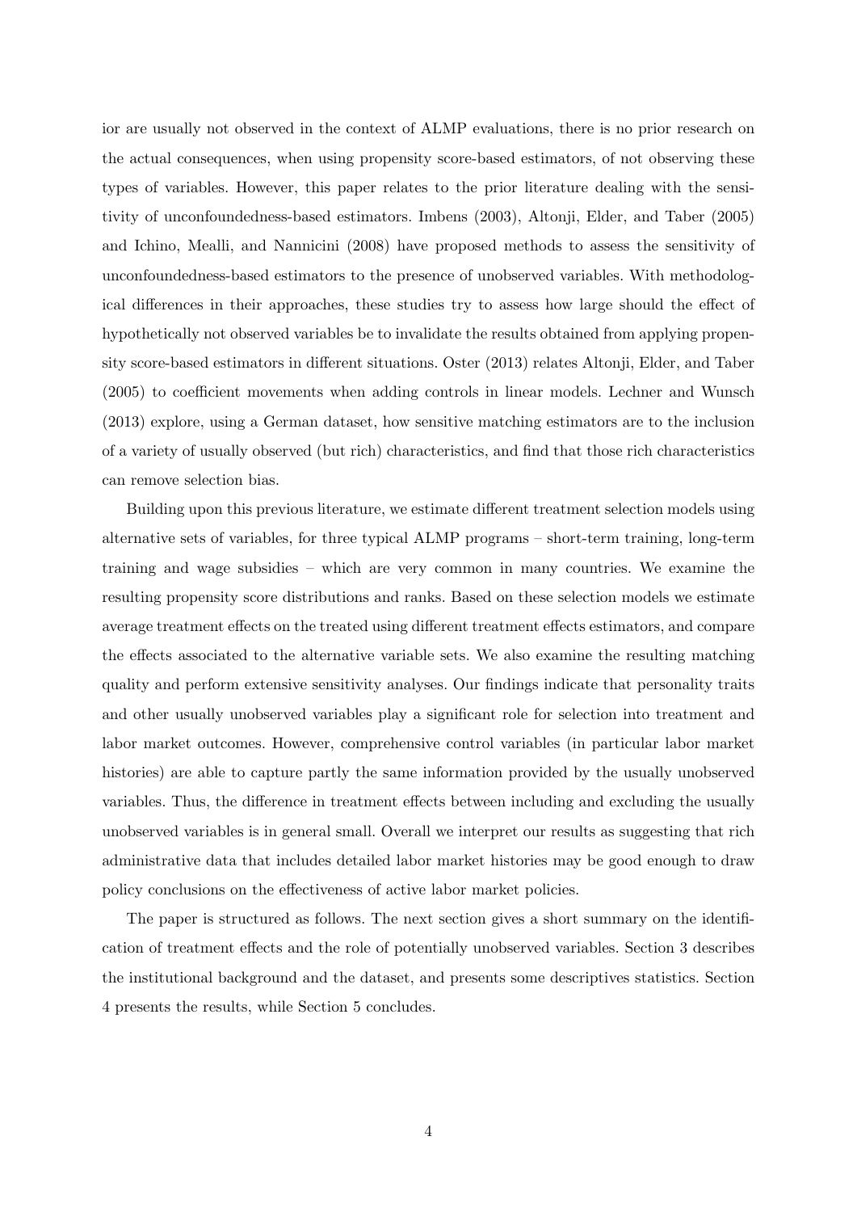ior are usually not observed in the context of ALMP evaluations, there is no prior research on the actual consequences, when using propensity score-based estimators, of not observing these types of variables. However, this paper relates to the prior literature dealing with the sensitivity of unconfoundedness-based estimators. Imbens (2003), Altonji, Elder, and Taber (2005) and Ichino, Mealli, and Nannicini (2008) have proposed methods to assess the sensitivity of unconfoundedness-based estimators to the presence of unobserved variables. With methodological differences in their approaches, these studies try to assess how large should the effect of hypothetically not observed variables be to invalidate the results obtained from applying propensity score-based estimators in different situations. Oster (2013) relates Altonji, Elder, and Taber (2005) to coefficient movements when adding controls in linear models. Lechner and Wunsch (2013) explore, using a German dataset, how sensitive matching estimators are to the inclusion of a variety of usually observed (but rich) characteristics, and find that those rich characteristics can remove selection bias.

Building upon this previous literature, we estimate different treatment selection models using alternative sets of variables, for three typical ALMP programs – short-term training, long-term training and wage subsidies – which are very common in many countries. We examine the resulting propensity score distributions and ranks. Based on these selection models we estimate average treatment effects on the treated using different treatment effects estimators, and compare the effects associated to the alternative variable sets. We also examine the resulting matching quality and perform extensive sensitivity analyses. Our findings indicate that personality traits and other usually unobserved variables play a significant role for selection into treatment and labor market outcomes. However, comprehensive control variables (in particular labor market histories) are able to capture partly the same information provided by the usually unobserved variables. Thus, the difference in treatment effects between including and excluding the usually unobserved variables is in general small. Overall we interpret our results as suggesting that rich administrative data that includes detailed labor market histories may be good enough to draw policy conclusions on the effectiveness of active labor market policies.

The paper is structured as follows. The next section gives a short summary on the identification of treatment effects and the role of potentially unobserved variables. Section 3 describes the institutional background and the dataset, and presents some descriptives statistics. Section 4 presents the results, while Section 5 concludes.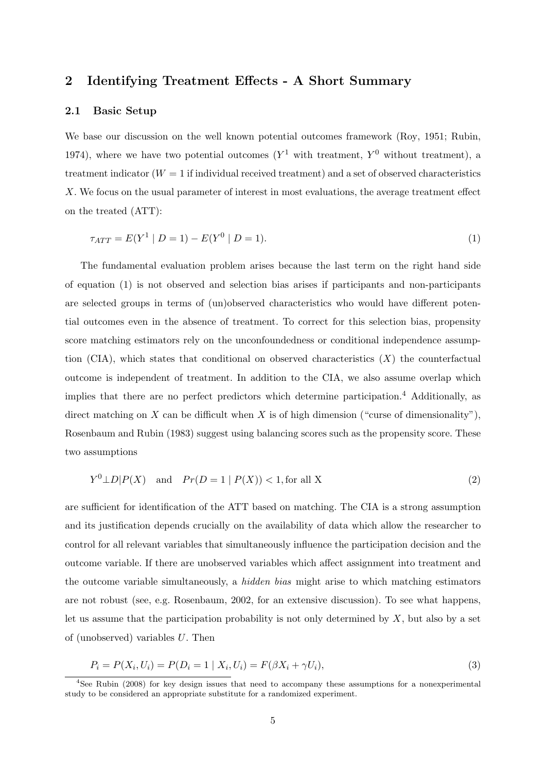## 2 Identifying Treatment Effects - A Short Summary

### 2.1 Basic Setup

We base our discussion on the well known potential outcomes framework (Roy, 1951; Rubin, 1974), where we have two potential outcomes ($Y^1$ with treatment, $Y^0$ without treatment), a treatment indicator ($W = 1$ if individual received treatment) and a set of observed characteristics $X$. We focus on the usual parameter of interest in most evaluations, the average treatment effect on the treated (ATT):

$$\tau_{ATT} = E(Y^1 \mid D = 1) - E(Y^0 \mid D = 1). \tag{1}$$

The fundamental evaluation problem arises because the last term on the right hand side of equation (1) is not observed and selection bias arises if participants and non-participants are selected groups in terms of (un)observed characteristics who would have different potential outcomes even in the absence of treatment. To correct for this selection bias, propensity score matching estimators rely on the unconfoundedness or conditional independence assumption (CIA), which states that conditional on observed characteristics ($X$) the counterfactual outcome is independent of treatment. In addition to the CIA, we also assume overlap which implies that there are no perfect predictors which determine participation.[4] Additionally, as direct matching on $X$ can be difficult when $X$ is of high dimension ("curse of dimensionality"), Rosenbaum and Rubin (1983) suggest using balancing scores such as the propensity score. These two assumptions

$$Y^0 \perp D | P(X) \quad \text{and} \quad Pr(D = 1 \mid P(X)) < 1, \text{for all X} \tag{2}$$

are sufficient for identification of the ATT based on matching. The CIA is a strong assumption and its justification depends crucially on the availability of data which allow the researcher to control for all relevant variables that simultaneously influence the participation decision and the outcome variable. If there are unobserved variables which affect assignment into treatment and the outcome variable simultaneously, a *hidden bias* might arise to which matching estimators are not robust (see, e.g. Rosenbaum, 2002, for an extensive discussion). To see what happens, let us assume that the participation probability is not only determined by $X$, but also by a set of (unobserved) variables $U$. Then

$$P_i = P(X_i, U_i) = P(D_i = 1 \mid X_i, U_i) = F(\beta X_i + \gamma U_i), \tag{3}$$

[4] See Rubin (2008) for key design issues that need to accompany these assumptions for a nonexperimental study to be considered an appropriate substitute for a randomized experiment.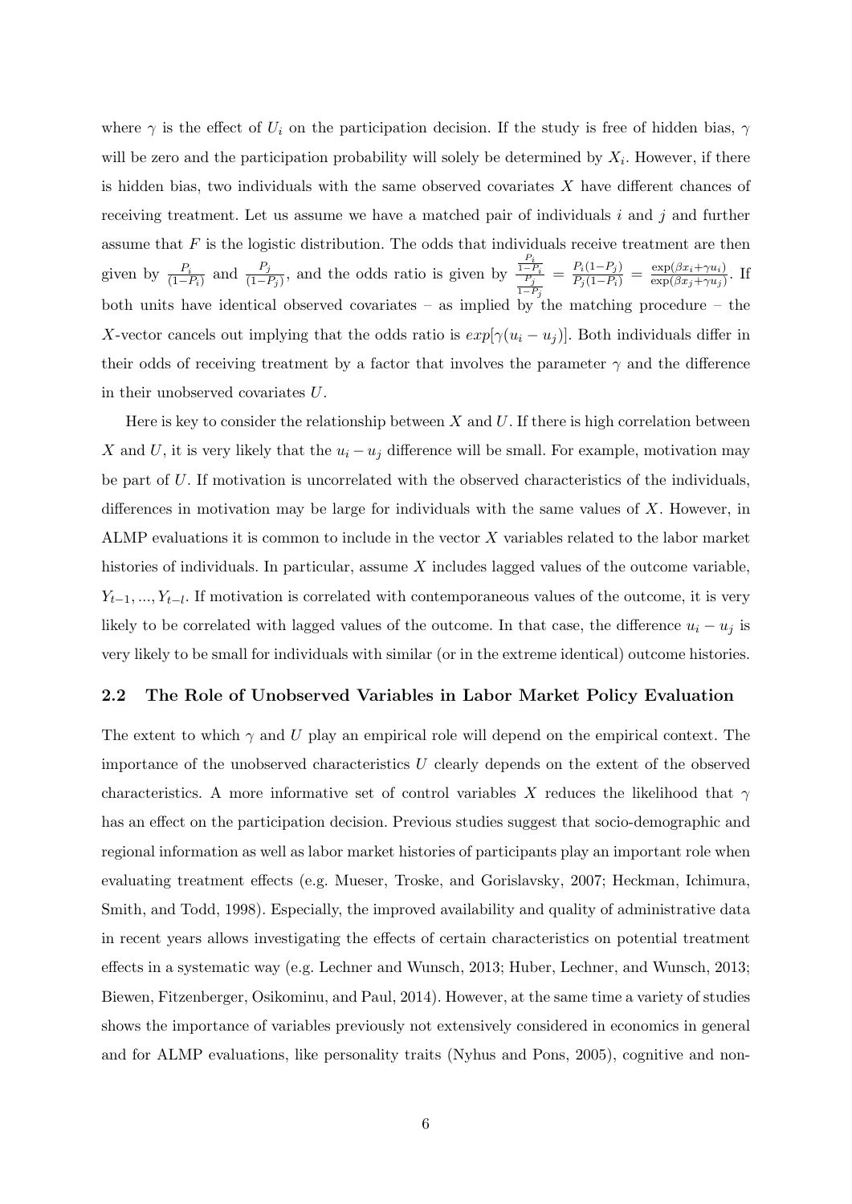where $\gamma$ is the effect of $U_i$ on the participation decision. If the study is free of hidden bias, $\gamma$ will be zero and the participation probability will solely be determined by $X_i$. However, if there is hidden bias, two individuals with the same observed covariates $X$ have different chances of receiving treatment. Let us assume we have a matched pair of individuals $i$ and $j$ and further assume that $F$ is the logistic distribution. The odds that individuals receive treatment are then given by $\frac{P_i}{(1-P_i)}$ and $\frac{P_j}{(1-P_j)}$, and the odds ratio is given by $\frac{\frac{P_i}{1-P_i}}{\frac{P_j}{1-P_j}} = \frac{P_i(1-P_j)}{P_j(1-P_i)} = \frac{\exp(\beta x_i + \gamma u_i)}{\exp(\beta x_j + \gamma u_j)}$. If both units have identical observed covariates – as implied by the matching procedure – the $X$-vector cancels out implying that the odds ratio is $exp[\gamma(u_i - u_j)]$. Both individuals differ in their odds of receiving treatment by a factor that involves the parameter $\gamma$ and the difference in their unobserved covariates $U$.

Here is key to consider the relationship between $X$ and $U$. If there is high correlation between $X$ and $U$, it is very likely that the $u_i - u_j$ difference will be small. For example, motivation may be part of $U$. If motivation is uncorrelated with the observed characteristics of the individuals, differences in motivation may be large for individuals with the same values of $X$. However, in ALMP evaluations it is common to include in the vector $X$ variables related to the labor market histories of individuals. In particular, assume $X$ includes lagged values of the outcome variable, $Y_{t-1}, ..., Y_{t-l}$. If motivation is correlated with contemporaneous values of the outcome, it is very likely to be correlated with lagged values of the outcome. In that case, the difference $u_i - u_j$ is very likely to be small for individuals with similar (or in the extreme identical) outcome histories.

## 2.2 The Role of Unobserved Variables in Labor Market Policy Evaluation

The extent to which $\gamma$ and $U$ play an empirical role will depend on the empirical context. The importance of the unobserved characteristics $U$ clearly depends on the extent of the observed characteristics. A more informative set of control variables $X$ reduces the likelihood that $\gamma$ has an effect on the participation decision. Previous studies suggest that socio-demographic and regional information as well as labor market histories of participants play an important role when evaluating treatment effects (e.g. Mueser, Troske, and Gorislavsky, 2007; Heckman, Ichimura, Smith, and Todd, 1998). Especially, the improved availability and quality of administrative data in recent years allows investigating the effects of certain characteristics on potential treatment effects in a systematic way (e.g. Lechner and Wunsch, 2013; Huber, Lechner, and Wunsch, 2013; Biewen, Fitzenberger, Osikominu, and Paul, 2014). However, at the same time a variety of studies shows the importance of variables previously not extensively considered in economics in general and for ALMP evaluations, like personality traits (Nyhus and Pons, 2005), cognitive and non-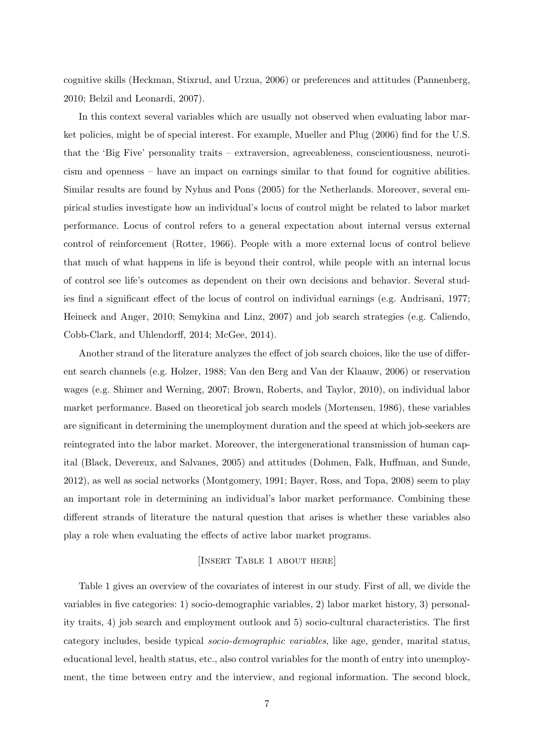cognitive skills (Heckman, Stixrud, and Urzua, 2006) or preferences and attitudes (Pannenberg, 2010; Belzil and Leonardi, 2007).

In this context several variables which are usually not observed when evaluating labor market policies, might be of special interest. For example, Mueller and Plug (2006) find for the U.S. that the 'Big Five' personality traits – extraversion, agreeableness, conscientiousness, neuroticism and openness – have an impact on earnings similar to that found for cognitive abilities. Similar results are found by Nyhus and Pons (2005) for the Netherlands. Moreover, several empirical studies investigate how an individual's locus of control might be related to labor market performance. Locus of control refers to a general expectation about internal versus external control of reinforcement (Rotter, 1966). People with a more external locus of control believe that much of what happens in life is beyond their control, while people with an internal locus of control see life's outcomes as dependent on their own decisions and behavior. Several studies find a significant effect of the locus of control on individual earnings (e.g. Andrisani, 1977; Heineck and Anger, 2010; Semykina and Linz, 2007) and job search strategies (e.g. Caliendo, Cobb-Clark, and Uhlendorff, 2014; McGee, 2014).

Another strand of the literature analyzes the effect of job search choices, like the use of different search channels (e.g. Holzer, 1988; Van den Berg and Van der Klaauw, 2006) or reservation wages (e.g. Shimer and Werning, 2007; Brown, Roberts, and Taylor, 2010), on individual labor market performance. Based on theoretical job search models (Mortensen, 1986), these variables are significant in determining the unemployment duration and the speed at which job-seekers are reintegrated into the labor market. Moreover, the intergenerational transmission of human capital (Black, Devereux, and Salvanes, 2005) and attitudes (Dohmen, Falk, Huffman, and Sunde, 2012), as well as social networks (Montgomery, 1991; Bayer, Ross, and Topa, 2008) seem to play an important role in determining an individual's labor market performance. Combining these different strands of literature the natural question that arises is whether these variables also play a role when evaluating the effects of active labor market programs.

[Insert Table 1 about here]

Table 1 gives an overview of the covariates of interest in our study. First of all, we divide the variables in five categories: 1) socio-demographic variables, 2) labor market history, 3) personality traits, 4) job search and employment outlook and 5) socio-cultural characteristics. The first category includes, beside typical *socio-demographic variables*, like age, gender, marital status, educational level, health status, etc., also control variables for the month of entry into unemployment, the time between entry and the interview, and regional information. The second block,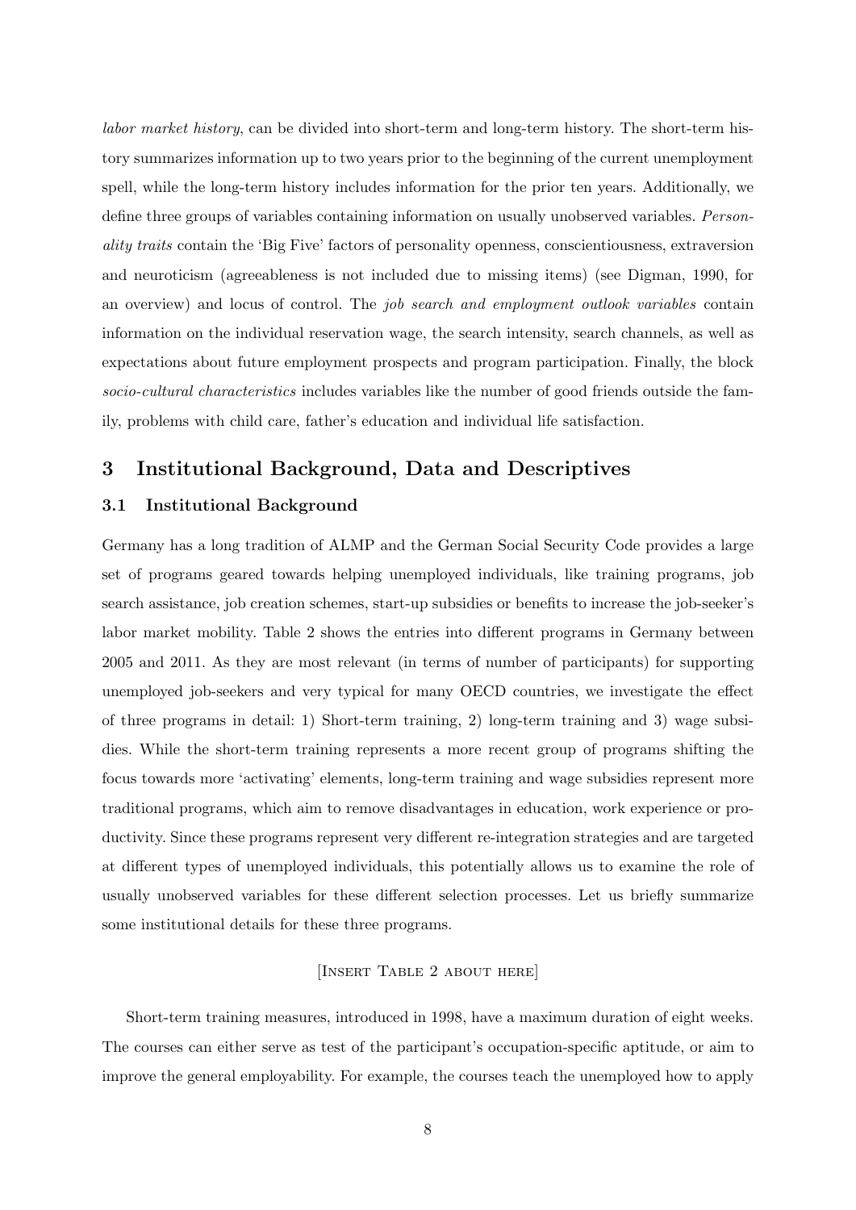*labor market history*, can be divided into short-term and long-term history. The short-term history summarizes information up to two years prior to the beginning of the current unemployment spell, while the long-term history includes information for the prior ten years. Additionally, we define three groups of variables containing information on usually unobserved variables. *Personality traits* contain the 'Big Five' factors of personality openness, conscientiousness, extraversion and neuroticism (agreeableness is not included due to missing items) (see Digman, 1990, for an overview) and locus of control. The *job search and employment outlook variables* contain information on the individual reservation wage, the search intensity, search channels, as well as expectations about future employment prospects and program participation. Finally, the block *socio-cultural characteristics* includes variables like the number of good friends outside the family, problems with child care, father's education and individual life satisfaction.

# 3 Institutional Background, Data and Descriptives

## 3.1 Institutional Background

Germany has a long tradition of ALMP and the German Social Security Code provides a large set of programs geared towards helping unemployed individuals, like training programs, job search assistance, job creation schemes, start-up subsidies or benefits to increase the job-seeker's labor market mobility. Table 2 shows the entries into different programs in Germany between 2005 and 2011. As they are most relevant (in terms of number of participants) for supporting unemployed job-seekers and very typical for many OECD countries, we investigate the effect of three programs in detail: 1) Short-term training, 2) long-term training and 3) wage subsidies. While the short-term training represents a more recent group of programs shifting the focus towards more 'activating' elements, long-term training and wage subsidies represent more traditional programs, which aim to remove disadvantages in education, work experience or productivity. Since these programs represent very different re-integration strategies and are targeted at different types of unemployed individuals, this potentially allows us to examine the role of usually unobserved variables for these different selection processes. Let us briefly summarize some institutional details for these three programs.

[Insert Table 2 about here]

Short-term training measures, introduced in 1998, have a maximum duration of eight weeks. The courses can either serve as test of the participant's occupation-specific aptitude, or aim to improve the general employability. For example, the courses teach the unemployed how to apply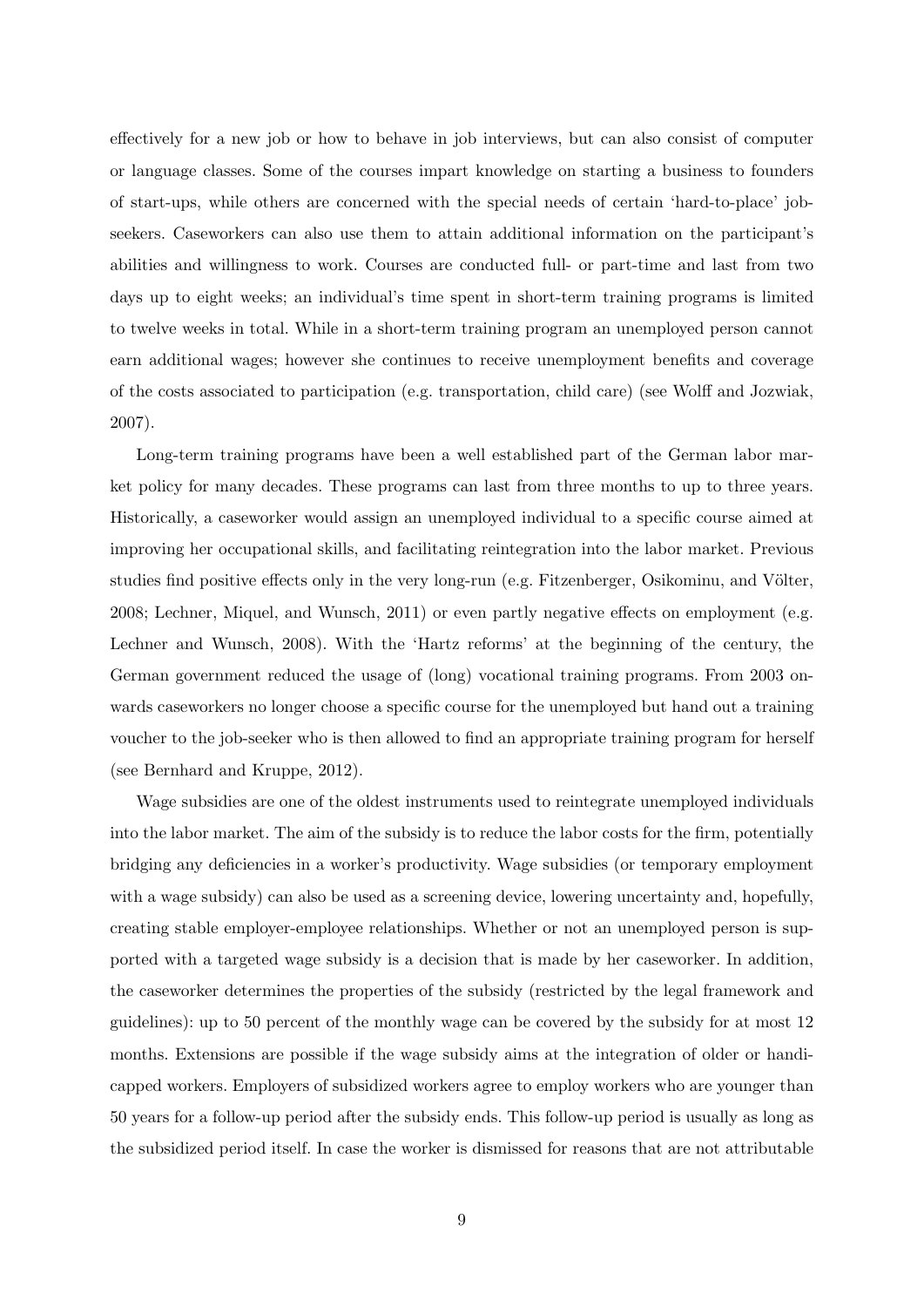effectively for a new job or how to behave in job interviews, but can also consist of computer or language classes. Some of the courses impart knowledge on starting a business to founders of start-ups, while others are concerned with the special needs of certain 'hard-to-place' job-seekers. Caseworkers can also use them to attain additional information on the participant's abilities and willingness to work. Courses are conducted full- or part-time and last from two days up to eight weeks; an individual's time spent in short-term training programs is limited to twelve weeks in total. While in a short-term training program an unemployed person cannot earn additional wages; however she continues to receive unemployment benefits and coverage of the costs associated to participation (e.g. transportation, child care) (see Wolff and Jozwiak, 2007).

Long-term training programs have been a well established part of the German labor market policy for many decades. These programs can last from three months to up to three years. Historically, a caseworker would assign an unemployed individual to a specific course aimed at improving her occupational skills, and facilitating reintegration into the labor market. Previous studies find positive effects only in the very long-run (e.g. Fitzenberger, Osikominu, and Völter, 2008; Lechner, Miquel, and Wunsch, 2011) or even partly negative effects on employment (e.g. Lechner and Wunsch, 2008). With the 'Hartz reforms' at the beginning of the century, the German government reduced the usage of (long) vocational training programs. From 2003 onwards caseworkers no longer choose a specific course for the unemployed but hand out a training voucher to the job-seeker who is then allowed to find an appropriate training program for herself (see Bernhard and Kruppe, 2012).

Wage subsidies are one of the oldest instruments used to reintegrate unemployed individuals into the labor market. The aim of the subsidy is to reduce the labor costs for the firm, potentially bridging any deficiencies in a worker's productivity. Wage subsidies (or temporary employment with a wage subsidy) can also be used as a screening device, lowering uncertainty and, hopefully, creating stable employer-employee relationships. Whether or not an unemployed person is supported with a targeted wage subsidy is a decision that is made by her caseworker. In addition, the caseworker determines the properties of the subsidy (restricted by the legal framework and guidelines): up to 50 percent of the monthly wage can be covered by the subsidy for at most 12 months. Extensions are possible if the wage subsidy aims at the integration of older or handicapped workers. Employers of subsidized workers agree to employ workers who are younger than 50 years for a follow-up period after the subsidy ends. This follow-up period is usually as long as the subsidized period itself. In case the worker is dismissed for reasons that are not attributable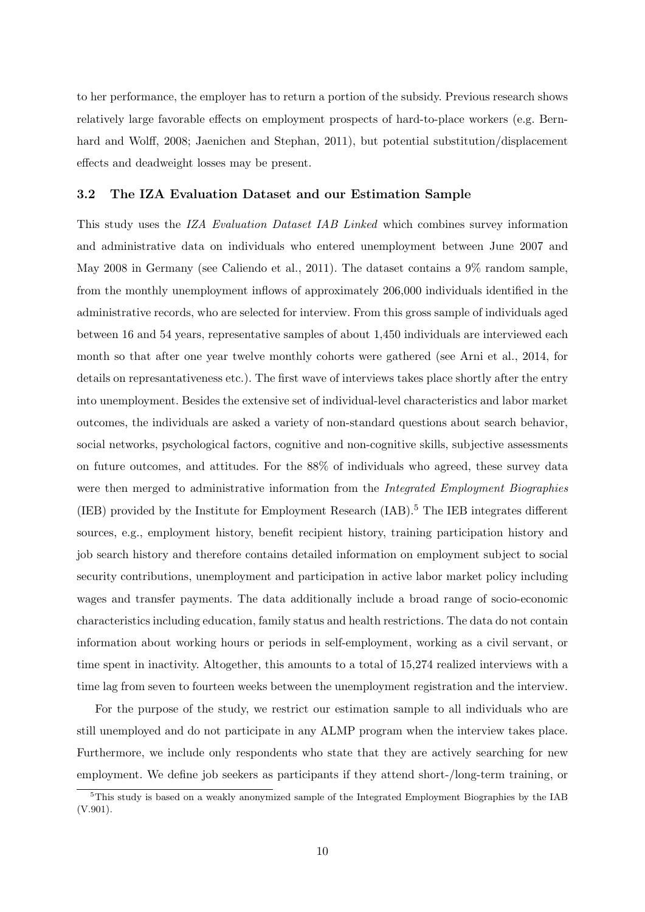to her performance, the employer has to return a portion of the subsidy. Previous research shows relatively large favorable effects on employment prospects of hard-to-place workers (e.g. Bernhard and Wolff, 2008; Jaenichen and Stephan, 2011), but potential substitution/displacement effects and deadweight losses may be present.

### 3.2 The IZA Evaluation Dataset and our Estimation Sample

This study uses the *IZA Evaluation Dataset IAB Linked* which combines survey information and administrative data on individuals who entered unemployment between June 2007 and May 2008 in Germany (see Caliendo et al., 2011). The dataset contains a 9% random sample, from the monthly unemployment inflows of approximately 206,000 individuals identified in the administrative records, who are selected for interview. From this gross sample of individuals aged between 16 and 54 years, representative samples of about 1,450 individuals are interviewed each month so that after one year twelve monthly cohorts were gathered (see Arni et al., 2014, for details on represantativeness etc.). The first wave of interviews takes place shortly after the entry into unemployment. Besides the extensive set of individual-level characteristics and labor market outcomes, the individuals are asked a variety of non-standard questions about search behavior, social networks, psychological factors, cognitive and non-cognitive skills, subjective assessments on future outcomes, and attitudes. For the 88% of individuals who agreed, these survey data were then merged to administrative information from the *Integrated Employment Biographies* (IEB) provided by the Institute for Employment Research (IAB).[5] The IEB integrates different sources, e.g., employment history, benefit recipient history, training participation history and job search history and therefore contains detailed information on employment subject to social security contributions, unemployment and participation in active labor market policy including wages and transfer payments. The data additionally include a broad range of socio-economic characteristics including education, family status and health restrictions. The data do not contain information about working hours or periods in self-employment, working as a civil servant, or time spent in inactivity. Altogether, this amounts to a total of 15,274 realized interviews with a time lag from seven to fourteen weeks between the unemployment registration and the interview.

For the purpose of the study, we restrict our estimation sample to all individuals who are still unemployed and do not participate in any ALMP program when the interview takes place. Furthermore, we include only respondents who state that they are actively searching for new employment. We define job seekers as participants if they attend short-/long-term training, or

[5] This study is based on a weakly anonymized sample of the Integrated Employment Biographies by the IAB (V.901).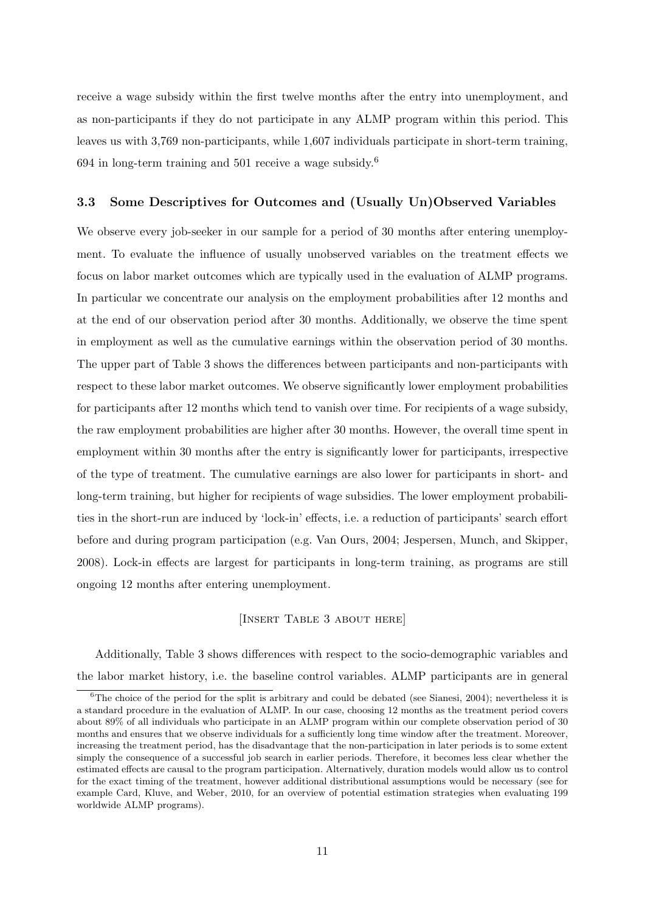receive a wage subsidy within the first twelve months after the entry into unemployment, and as non-participants if they do not participate in any ALMP program within this period. This leaves us with 3,769 non-participants, while 1,607 individuals participate in short-term training, 694 in long-term training and 501 receive a wage subsidy.[6]

### 3.3 Some Descriptives for Outcomes and (Usually Un)Observed Variables

We observe every job-seeker in our sample for a period of 30 months after entering unemployment. To evaluate the influence of usually unobserved variables on the treatment effects we focus on labor market outcomes which are typically used in the evaluation of ALMP programs. In particular we concentrate our analysis on the employment probabilities after 12 months and at the end of our observation period after 30 months. Additionally, we observe the time spent in employment as well as the cumulative earnings within the observation period of 30 months. The upper part of Table 3 shows the differences between participants and non-participants with respect to these labor market outcomes. We observe significantly lower employment probabilities for participants after 12 months which tend to vanish over time. For recipients of a wage subsidy, the raw employment probabilities are higher after 30 months. However, the overall time spent in employment within 30 months after the entry is significantly lower for participants, irrespective of the type of treatment. The cumulative earnings are also lower for participants in short- and long-term training, but higher for recipients of wage subsidies. The lower employment probabilities in the short-run are induced by 'lock-in' effects, i.e. a reduction of participants' search effort before and during program participation (e.g. Van Ours, 2004; Jespersen, Munch, and Skipper, 2008). Lock-in effects are largest for participants in long-term training, as programs are still ongoing 12 months after entering unemployment.

[Insert Table 3 about here]

Additionally, Table 3 shows differences with respect to the socio-demographic variables and the labor market history, i.e. the baseline control variables. ALMP participants are in general

[6] The choice of the period for the split is arbitrary and could be debated (see Sianesi, 2004); nevertheless it is a standard procedure in the evaluation of ALMP. In our case, choosing 12 months as the treatment period covers about 89% of all individuals who participate in an ALMP program within our complete observation period of 30 months and ensures that we observe individuals for a sufficiently long time window after the treatment. Moreover, increasing the treatment period, has the disadvantage that the non-participation in later periods is to some extent simply the consequence of a successful job search in earlier periods. Therefore, it becomes less clear whether the estimated effects are causal to the program participation. Alternatively, duration models would allow us to control for the exact timing of the treatment, however additional distributional assumptions would be necessary (see for example Card, Kluve, and Weber, 2010, for an overview of potential estimation strategies when evaluating 199 worldwide ALMP programs).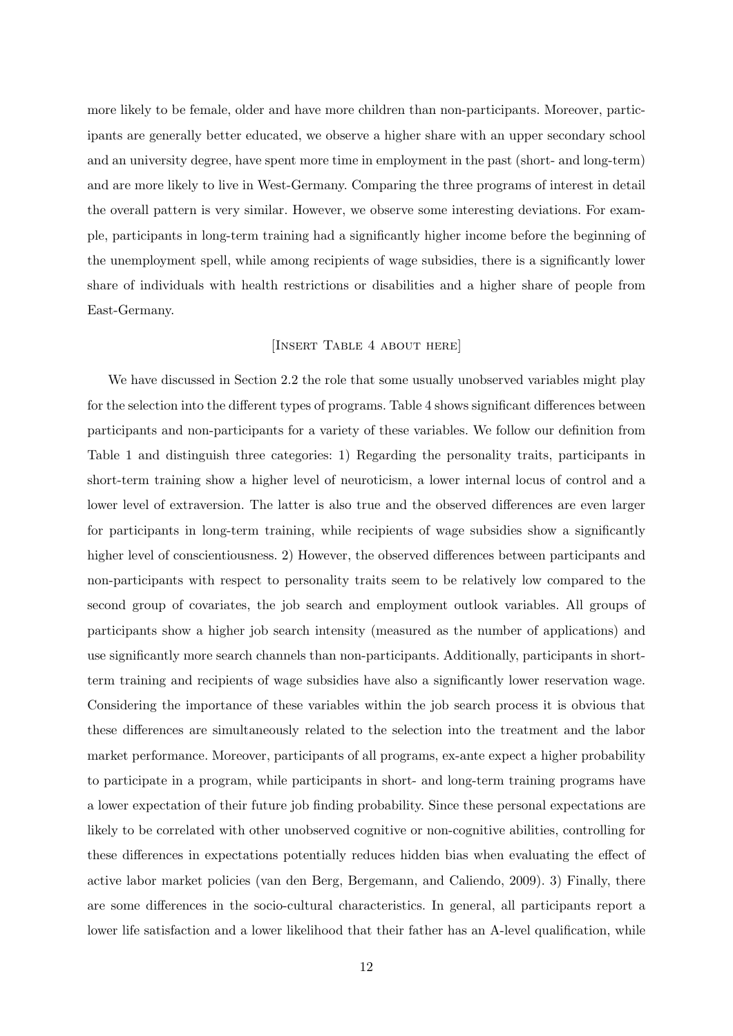more likely to be female, older and have more children than non-participants. Moreover, participants are generally better educated, we observe a higher share with an upper secondary school and an university degree, have spent more time in employment in the past (short- and long-term) and are more likely to live in West-Germany. Comparing the three programs of interest in detail the overall pattern is very similar. However, we observe some interesting deviations. For example, participants in long-term training had a significantly higher income before the beginning of the unemployment spell, while among recipients of wage subsidies, there is a significantly lower share of individuals with health restrictions or disabilities and a higher share of people from East-Germany.

[Insert Table 4 about here]

We have discussed in Section 2.2 the role that some usually unobserved variables might play for the selection into the different types of programs. Table 4 shows significant differences between participants and non-participants for a variety of these variables. We follow our definition from Table 1 and distinguish three categories: 1) Regarding the personality traits, participants in short-term training show a higher level of neuroticism, a lower internal locus of control and a lower level of extraversion. The latter is also true and the observed differences are even larger for participants in long-term training, while recipients of wage subsidies show a significantly higher level of conscientiousness. 2) However, the observed differences between participants and non-participants with respect to personality traits seem to be relatively low compared to the second group of covariates, the job search and employment outlook variables. All groups of participants show a higher job search intensity (measured as the number of applications) and use significantly more search channels than non-participants. Additionally, participants in short-term training and recipients of wage subsidies have also a significantly lower reservation wage. Considering the importance of these variables within the job search process it is obvious that these differences are simultaneously related to the selection into the treatment and the labor market performance. Moreover, participants of all programs, ex-ante expect a higher probability to participate in a program, while participants in short- and long-term training programs have a lower expectation of their future job finding probability. Since these personal expectations are likely to be correlated with other unobserved cognitive or non-cognitive abilities, controlling for these differences in expectations potentially reduces hidden bias when evaluating the effect of active labor market policies (van den Berg, Bergemann, and Caliendo, 2009). 3) Finally, there are some differences in the socio-cultural characteristics. In general, all participants report a lower life satisfaction and a lower likelihood that their father has an A-level qualification, while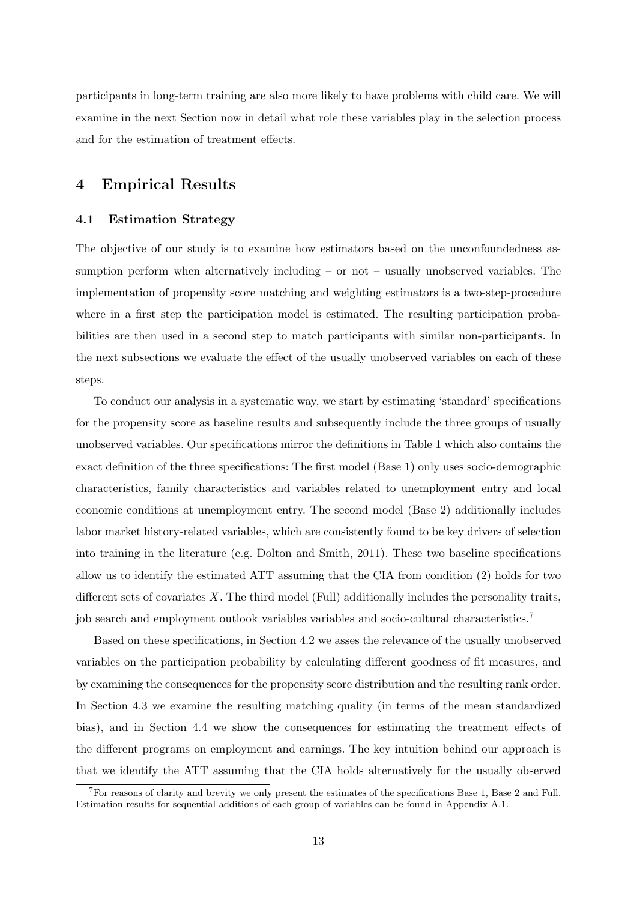participants in long-term training are also more likely to have problems with child care. We will examine in the next Section now in detail what role these variables play in the selection process and for the estimation of treatment effects.

# 4 Empirical Results

## 4.1 Estimation Strategy

The objective of our study is to examine how estimators based on the unconfoundedness assumption perform when alternatively including – or not – usually unobserved variables. The implementation of propensity score matching and weighting estimators is a two-step-procedure where in a first step the participation model is estimated. The resulting participation probabilities are then used in a second step to match participants with similar non-participants. In the next subsections we evaluate the effect of the usually unobserved variables on each of these steps.

To conduct our analysis in a systematic way, we start by estimating 'standard' specifications for the propensity score as baseline results and subsequently include the three groups of usually unobserved variables. Our specifications mirror the definitions in Table 1 which also contains the exact definition of the three specifications: The first model (Base 1) only uses socio-demographic characteristics, family characteristics and variables related to unemployment entry and local economic conditions at unemployment entry. The second model (Base 2) additionally includes labor market history-related variables, which are consistently found to be key drivers of selection into training in the literature (e.g. Dolton and Smith, 2011). These two baseline specifications allow us to identify the estimated ATT assuming that the CIA from condition (2) holds for two different sets of covariates $X$. The third model (Full) additionally includes the personality traits, job search and employment outlook variables variables and socio-cultural characteristics.[7]

Based on these specifications, in Section 4.2 we asses the relevance of the usually unobserved variables on the participation probability by calculating different goodness of fit measures, and by examining the consequences for the propensity score distribution and the resulting rank order. In Section 4.3 we examine the resulting matching quality (in terms of the mean standardized bias), and in Section 4.4 we show the consequences for estimating the treatment effects of the different programs on employment and earnings. The key intuition behind our approach is that we identify the ATT assuming that the CIA holds alternatively for the usually observed

[7] For reasons of clarity and brevity we only present the estimates of the specifications Base 1, Base 2 and Full. Estimation results for sequential additions of each group of variables can be found in Appendix A.1.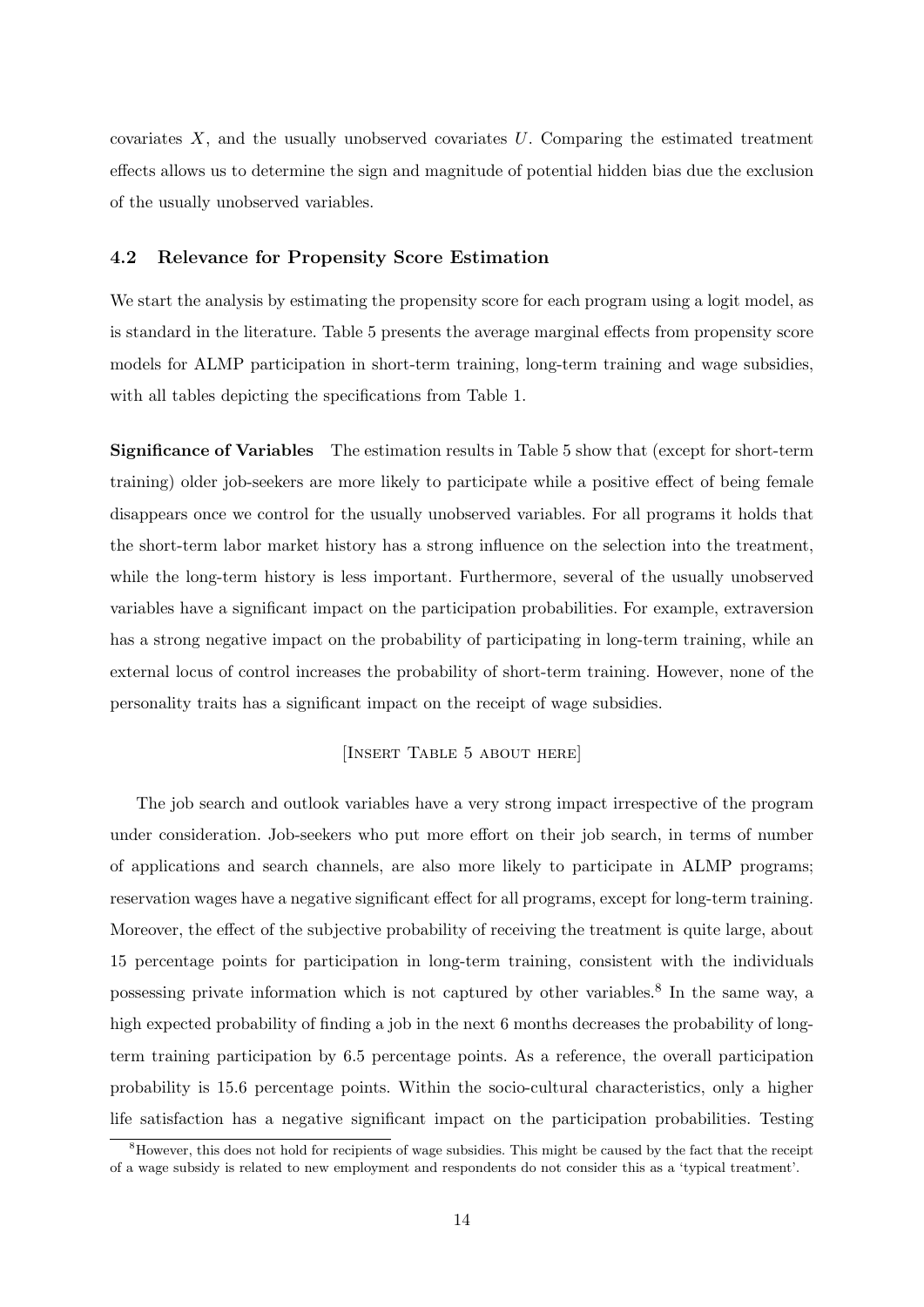covariates $X$, and the usually unobserved covariates $U$. Comparing the estimated treatment effects allows us to determine the sign and magnitude of potential hidden bias due the exclusion of the usually unobserved variables.

### 4.2 Relevance for Propensity Score Estimation

We start the analysis by estimating the propensity score for each program using a logit model, as is standard in the literature. Table 5 presents the average marginal effects from propensity score models for ALMP participation in short-term training, long-term training and wage subsidies, with all tables depicting the specifications from Table 1.

**Significance of Variables** The estimation results in Table 5 show that (except for short-term training) older job-seekers are more likely to participate while a positive effect of being female disappears once we control for the usually unobserved variables. For all programs it holds that the short-term labor market history has a strong influence on the selection into the treatment, while the long-term history is less important. Furthermore, several of the usually unobserved variables have a significant impact on the participation probabilities. For example, extraversion has a strong negative impact on the probability of participating in long-term training, while an external locus of control increases the probability of short-term training. However, none of the personality traits has a significant impact on the receipt of wage subsidies.

[Insert Table 5 about here]

The job search and outlook variables have a very strong impact irrespective of the program under consideration. Job-seekers who put more effort on their job search, in terms of number of applications and search channels, are also more likely to participate in ALMP programs; reservation wages have a negative significant effect for all programs, except for long-term training. Moreover, the effect of the subjective probability of receiving the treatment is quite large, about 15 percentage points for participation in long-term training, consistent with the individuals possessing private information which is not captured by other variables.[8] In the same way, a high expected probability of finding a job in the next 6 months decreases the probability of long-term training participation by 6.5 percentage points. As a reference, the overall participation probability is 15.6 percentage points. Within the socio-cultural characteristics, only a higher life satisfaction has a negative significant impact on the participation probabilities. Testing

[8] However, this does not hold for recipients of wage subsidies. This might be caused by the fact that the receipt of a wage subsidy is related to new employment and respondents do not consider this as a 'typical treatment'.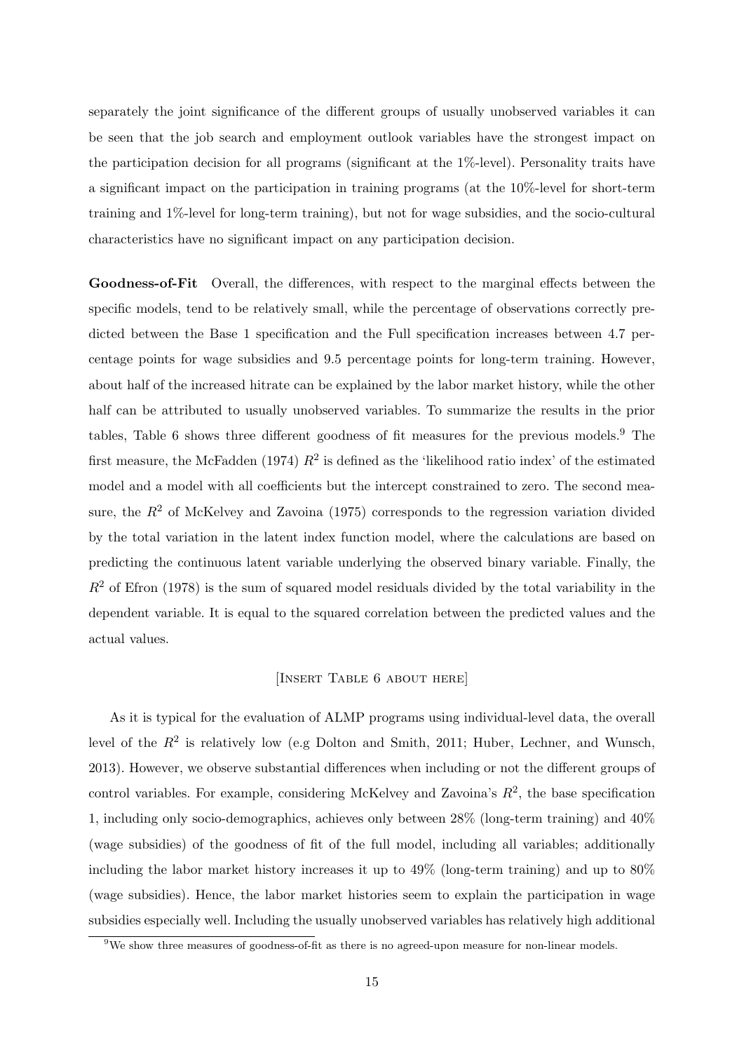separately the joint significance of the different groups of usually unobserved variables it can be seen that the job search and employment outlook variables have the strongest impact on the participation decision for all programs (significant at the 1%-level). Personality traits have a significant impact on the participation in training programs (at the 10%-level for short-term training and 1%-level for long-term training), but not for wage subsidies, and the socio-cultural characteristics have no significant impact on any participation decision.

**Goodness-of-Fit** Overall, the differences, with respect to the marginal effects between the specific models, tend to be relatively small, while the percentage of observations correctly predicted between the Base 1 specification and the Full specification increases between 4.7 percentage points for wage subsidies and 9.5 percentage points for long-term training. However, about half of the increased hitrate can be explained by the labor market history, while the other half can be attributed to usually unobserved variables. To summarize the results in the prior tables, Table 6 shows three different goodness of fit measures for the previous models.[9] The first measure, the McFadden (1974) $R^2$ is defined as the 'likelihood ratio index' of the estimated model and a model with all coefficients but the intercept constrained to zero. The second measure, the $R^2$ of McKelvey and Zavoina (1975) corresponds to the regression variation divided by the total variation in the latent index function model, where the calculations are based on predicting the continuous latent variable underlying the observed binary variable. Finally, the $R^2$ of Efron (1978) is the sum of squared model residuals divided by the total variability in the dependent variable. It is equal to the squared correlation between the predicted values and the actual values.

[Insert Table 6 about here]

As it is typical for the evaluation of ALMP programs using individual-level data, the overall level of the $R^2$ is relatively low (e.g Dolton and Smith, 2011; Huber, Lechner, and Wunsch, 2013). However, we observe substantial differences when including or not the different groups of control variables. For example, considering McKelvey and Zavoina's $R^2$, the base specification 1, including only socio-demographics, achieves only between 28% (long-term training) and 40% (wage subsidies) of the goodness of fit of the full model, including all variables; additionally including the labor market history increases it up to 49% (long-term training) and up to 80% (wage subsidies). Hence, the labor market histories seem to explain the participation in wage subsidies especially well. Including the usually unobserved variables has relatively high additional

[9] We show three measures of goodness-of-fit as there is no agreed-upon measure for non-linear models.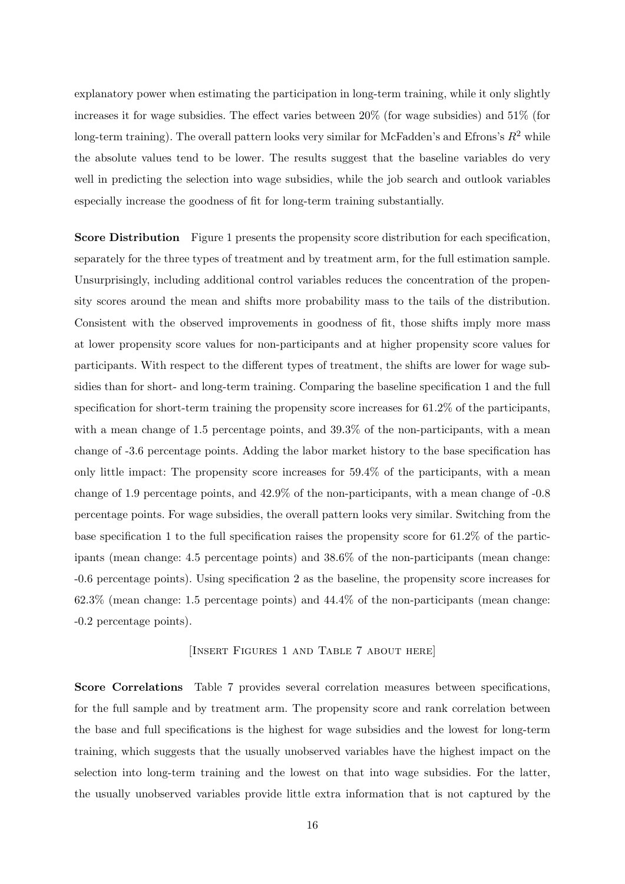explanatory power when estimating the participation in long-term training, while it only slightly increases it for wage subsidies. The effect varies between 20% (for wage subsidies) and 51% (for long-term training). The overall pattern looks very similar for McFadden's and Efrons's $R^2$ while the absolute values tend to be lower. The results suggest that the baseline variables do very well in predicting the selection into wage subsidies, while the job search and outlook variables especially increase the goodness of fit for long-term training substantially.

**Score Distribution** Figure 1 presents the propensity score distribution for each specification, separately for the three types of treatment and by treatment arm, for the full estimation sample. Unsurprisingly, including additional control variables reduces the concentration of the propensity scores around the mean and shifts more probability mass to the tails of the distribution. Consistent with the observed improvements in goodness of fit, those shifts imply more mass at lower propensity score values for non-participants and at higher propensity score values for participants. With respect to the different types of treatment, the shifts are lower for wage subsidies than for short- and long-term training. Comparing the baseline specification 1 and the full specification for short-term training the propensity score increases for 61.2% of the participants, with a mean change of 1.5 percentage points, and 39.3% of the non-participants, with a mean change of -3.6 percentage points. Adding the labor market history to the base specification has only little impact: The propensity score increases for 59.4% of the participants, with a mean change of 1.9 percentage points, and 42.9% of the non-participants, with a mean change of -0.8 percentage points. For wage subsidies, the overall pattern looks very similar. Switching from the base specification 1 to the full specification raises the propensity score for 61.2% of the participants (mean change: 4.5 percentage points) and 38.6% of the non-participants (mean change: -0.6 percentage points). Using specification 2 as the baseline, the propensity score increases for 62.3% (mean change: 1.5 percentage points) and 44.4% of the non-participants (mean change: -0.2 percentage points).

[Insert Figures 1 and Table 7 about here]

**Score Correlations** Table 7 provides several correlation measures between specifications, for the full sample and by treatment arm. The propensity score and rank correlation between the base and full specifications is the highest for wage subsidies and the lowest for long-term training, which suggests that the usually unobserved variables have the highest impact on the selection into long-term training and the lowest on that into wage subsidies. For the latter, the usually unobserved variables provide little extra information that is not captured by the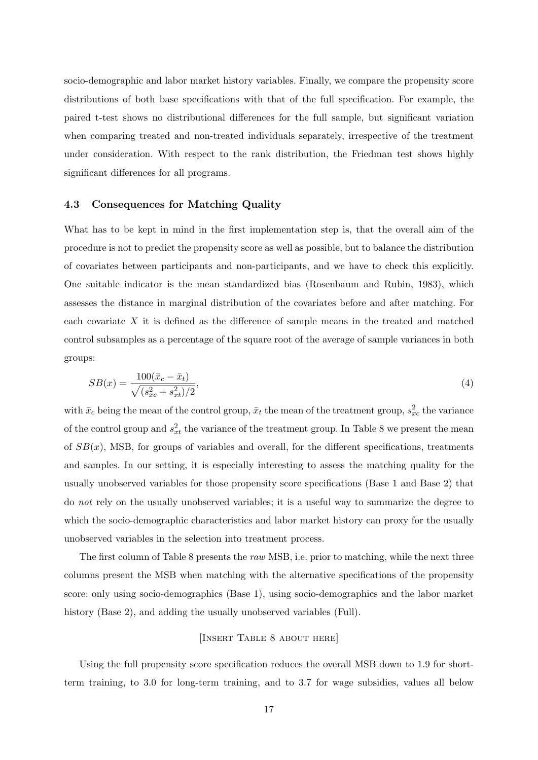socio-demographic and labor market history variables. Finally, we compare the propensity score distributions of both base specifications with that of the full specification. For example, the paired t-test shows no distributional differences for the full sample, but significant variation when comparing treated and non-treated individuals separately, irrespective of the treatment under consideration. With respect to the rank distribution, the Friedman test shows highly significant differences for all programs.

### 4.3 Consequences for Matching Quality

What has to be kept in mind in the first implementation step is, that the overall aim of the procedure is not to predict the propensity score as well as possible, but to balance the distribution of covariates between participants and non-participants, and we have to check this explicitly. One suitable indicator is the mean standardized bias (Rosenbaum and Rubin, 1983), which assesses the distance in marginal distribution of the covariates before and after matching. For each covariate $X$ it is defined as the difference of sample means in the treated and matched control subsamples as a percentage of the square root of the average of sample variances in both groups:

$$SB(x) = \frac{100(\bar{x}_c - \bar{x}_t)}{\sqrt{(s_{xc}^2 + s_{xt}^2)/2}}, \tag{4}$$

with $\bar{x}_c$ being the mean of the control group, $\bar{x}_t$ the mean of the treatment group, $s_{xc}^2$ the variance of the control group and $s_{xt}^2$ the variance of the treatment group. In Table 8 we present the mean of $SB(x)$, MSB, for groups of variables and overall, for the different specifications, treatments and samples. In our setting, it is especially interesting to assess the matching quality for the usually unobserved variables for those propensity score specifications (Base 1 and Base 2) that do *not* rely on the usually unobserved variables; it is a useful way to summarize the degree to which the socio-demographic characteristics and labor market history can proxy for the usually unobserved variables in the selection into treatment process.

The first column of Table 8 presents the *raw* MSB, i.e. prior to matching, while the next three columns present the MSB when matching with the alternative specifications of the propensity score: only using socio-demographics (Base 1), using socio-demographics and the labor market history (Base 2), and adding the usually unobserved variables (Full).

[Insert Table 8 about here]

Using the full propensity score specification reduces the overall MSB down to 1.9 for short-term training, to 3.0 for long-term training, and to 3.7 for wage subsidies, values all below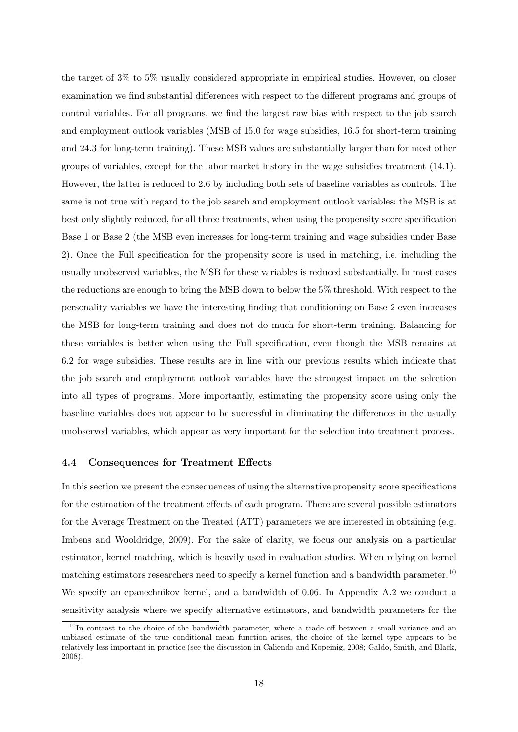the target of 3% to 5% usually considered appropriate in empirical studies. However, on closer examination we find substantial differences with respect to the different programs and groups of control variables. For all programs, we find the largest raw bias with respect to the job search and employment outlook variables (MSB of 15.0 for wage subsidies, 16.5 for short-term training and 24.3 for long-term training). These MSB values are substantially larger than for most other groups of variables, except for the labor market history in the wage subsidies treatment (14.1). However, the latter is reduced to 2.6 by including both sets of baseline variables as controls. The same is not true with regard to the job search and employment outlook variables: the MSB is at best only slightly reduced, for all three treatments, when using the propensity score specification Base 1 or Base 2 (the MSB even increases for long-term training and wage subsidies under Base 2). Once the Full specification for the propensity score is used in matching, i.e. including the usually unobserved variables, the MSB for these variables is reduced substantially. In most cases the reductions are enough to bring the MSB down to below the 5% threshold. With respect to the personality variables we have the interesting finding that conditioning on Base 2 even increases the MSB for long-term training and does not do much for short-term training. Balancing for these variables is better when using the Full specification, even though the MSB remains at 6.2 for wage subsidies. These results are in line with our previous results which indicate that the job search and employment outlook variables have the strongest impact on the selection into all types of programs. More importantly, estimating the propensity score using only the baseline variables does not appear to be successful in eliminating the differences in the usually unobserved variables, which appear as very important for the selection into treatment process.

### 4.4 Consequences for Treatment Effects

In this section we present the consequences of using the alternative propensity score specifications for the estimation of the treatment effects of each program. There are several possible estimators for the Average Treatment on the Treated (ATT) parameters we are interested in obtaining (e.g. Imbens and Wooldridge, 2009). For the sake of clarity, we focus our analysis on a particular estimator, kernel matching, which is heavily used in evaluation studies. When relying on kernel matching estimators researchers need to specify a kernel function and a bandwidth parameter.[10] We specify an epanechnikov kernel, and a bandwidth of 0.06. In Appendix A.2 we conduct a sensitivity analysis where we specify alternative estimators, and bandwidth parameters for the

[10] In contrast to the choice of the bandwidth parameter, where a trade-off between a small variance and an unbiased estimate of the true conditional mean function arises, the choice of the kernel type appears to be relatively less important in practice (see the discussion in Caliendo and Kopeinig, 2008; Galdo, Smith, and Black, 2008).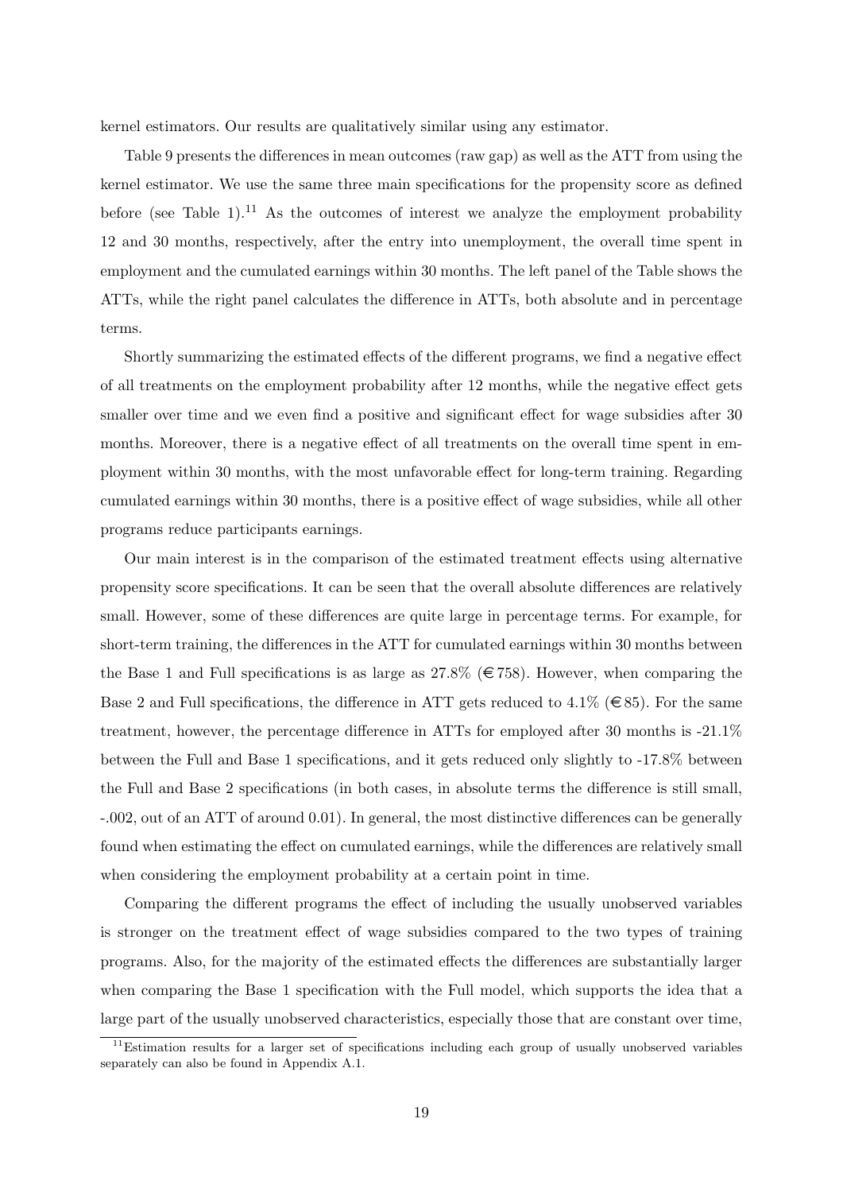kernel estimators. Our results are qualitatively similar using any estimator.

Table 9 presents the differences in mean outcomes (raw gap) as well as the ATT from using the kernel estimator. We use the same three main specifications for the propensity score as defined before (see Table 1).[11] As the outcomes of interest we analyze the employment probability 12 and 30 months, respectively, after the entry into unemployment, the overall time spent in employment and the cumulated earnings within 30 months. The left panel of the Table shows the ATTs, while the right panel calculates the difference in ATTs, both absolute and in percentage terms.

Shortly summarizing the estimated effects of the different programs, we find a negative effect of all treatments on the employment probability after 12 months, while the negative effect gets smaller over time and we even find a positive and significant effect for wage subsidies after 30 months. Moreover, there is a negative effect of all treatments on the overall time spent in employment within 30 months, with the most unfavorable effect for long-term training. Regarding cumulated earnings within 30 months, there is a positive effect of wage subsidies, while all other programs reduce participants earnings.

Our main interest is in the comparison of the estimated treatment effects using alternative propensity score specifications. It can be seen that the overall absolute differences are relatively small. However, some of these differences are quite large in percentage terms. For example, for short-term training, the differences in the ATT for cumulated earnings within 30 months between the Base 1 and Full specifications is as large as 27.8% (€758). However, when comparing the Base 2 and Full specifications, the difference in ATT gets reduced to 4.1% (€85). For the same treatment, however, the percentage difference in ATTs for employed after 30 months is -21.1% between the Full and Base 1 specifications, and it gets reduced only slightly to -17.8% between the Full and Base 2 specifications (in both cases, in absolute terms the difference is still small, -.002, out of an ATT of around 0.01). In general, the most distinctive differences can be generally found when estimating the effect on cumulated earnings, while the differences are relatively small when considering the employment probability at a certain point in time.

Comparing the different programs the effect of including the usually unobserved variables is stronger on the treatment effect of wage subsidies compared to the two types of training programs. Also, for the majority of the estimated effects the differences are substantially larger when comparing the Base 1 specification with the Full model, which supports the idea that a large part of the usually unobserved characteristics, especially those that are constant over time,

[11] Estimation results for a larger set of specifications including each group of usually unobserved variables separately can also be found in Appendix A.1.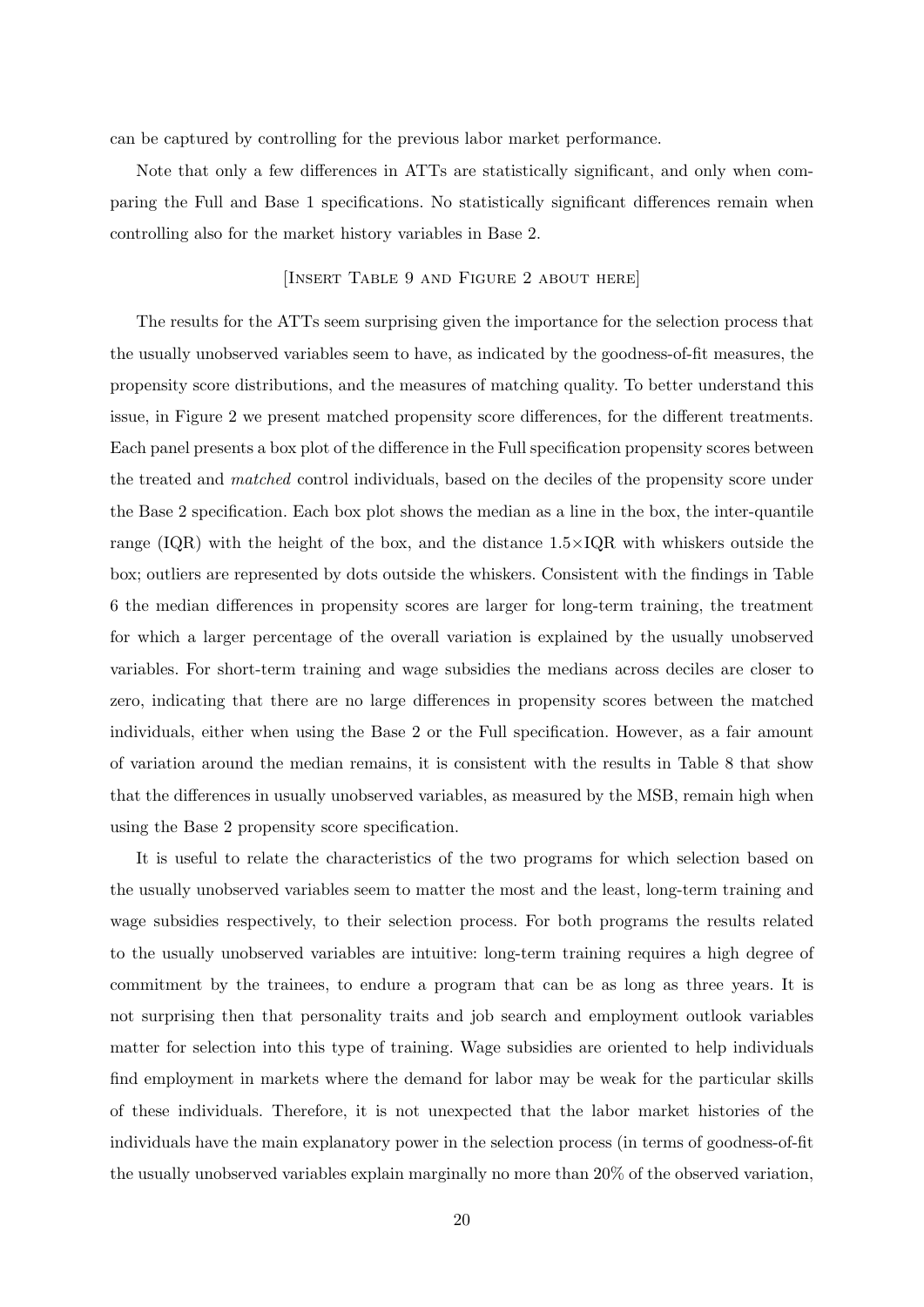can be captured by controlling for the previous labor market performance.

Note that only a few differences in ATTs are statistically significant, and only when comparing the Full and Base 1 specifications. No statistically significant differences remain when controlling also for the market history variables in Base 2.

[Insert Table 9 and Figure 2 about here]

The results for the ATTs seem surprising given the importance for the selection process that the usually unobserved variables seem to have, as indicated by the goodness-of-fit measures, the propensity score distributions, and the measures of matching quality. To better understand this issue, in Figure 2 we present matched propensity score differences, for the different treatments. Each panel presents a box plot of the difference in the Full specification propensity scores between the treated and *matched* control individuals, based on the deciles of the propensity score under the Base 2 specification. Each box plot shows the median as a line in the box, the inter-quantile range (IQR) with the height of the box, and the distance $1.5\times$IQR with whiskers outside the box; outliers are represented by dots outside the whiskers. Consistent with the findings in Table 6 the median differences in propensity scores are larger for long-term training, the treatment for which a larger percentage of the overall variation is explained by the usually unobserved variables. For short-term training and wage subsidies the medians across deciles are closer to zero, indicating that there are no large differences in propensity scores between the matched individuals, either when using the Base 2 or the Full specification. However, as a fair amount of variation around the median remains, it is consistent with the results in Table 8 that show that the differences in usually unobserved variables, as measured by the MSB, remain high when using the Base 2 propensity score specification.

It is useful to relate the characteristics of the two programs for which selection based on the usually unobserved variables seem to matter the most and the least, long-term training and wage subsidies respectively, to their selection process. For both programs the results related to the usually unobserved variables are intuitive: long-term training requires a high degree of commitment by the trainees, to endure a program that can be as long as three years. It is not surprising then that personality traits and job search and employment outlook variables matter for selection into this type of training. Wage subsidies are oriented to help individuals find employment in markets where the demand for labor may be weak for the particular skills of these individuals. Therefore, it is not unexpected that the labor market histories of the individuals have the main explanatory power in the selection process (in terms of goodness-of-fit the usually unobserved variables explain marginally no more than 20% of the observed variation,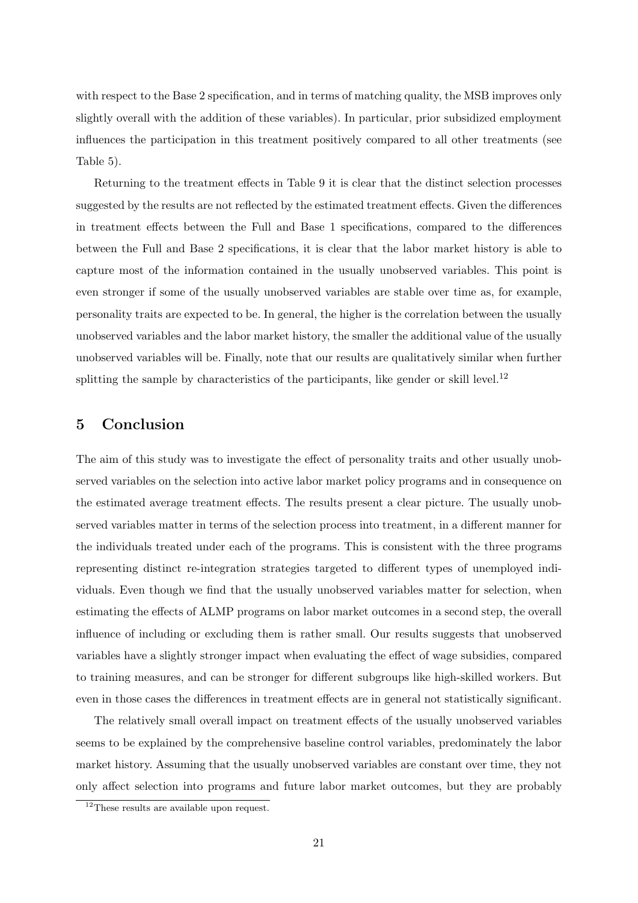with respect to the Base 2 specification, and in terms of matching quality, the MSB improves only slightly overall with the addition of these variables). In particular, prior subsidized employment influences the participation in this treatment positively compared to all other treatments (see Table 5).

Returning to the treatment effects in Table 9 it is clear that the distinct selection processes suggested by the results are not reflected by the estimated treatment effects. Given the differences in treatment effects between the Full and Base 1 specifications, compared to the differences between the Full and Base 2 specifications, it is clear that the labor market history is able to capture most of the information contained in the usually unobserved variables. This point is even stronger if some of the usually unobserved variables are stable over time as, for example, personality traits are expected to be. In general, the higher is the correlation between the usually unobserved variables and the labor market history, the smaller the additional value of the usually unobserved variables will be. Finally, note that our results are qualitatively similar when further splitting the sample by characteristics of the participants, like gender or skill level.[12]

## 5 Conclusion

The aim of this study was to investigate the effect of personality traits and other usually unobserved variables on the selection into active labor market policy programs and in consequence on the estimated average treatment effects. The results present a clear picture. The usually unobserved variables matter in terms of the selection process into treatment, in a different manner for the individuals treated under each of the programs. This is consistent with the three programs representing distinct re-integration strategies targeted to different types of unemployed individuals. Even though we find that the usually unobserved variables matter for selection, when estimating the effects of ALMP programs on labor market outcomes in a second step, the overall influence of including or excluding them is rather small. Our results suggests that unobserved variables have a slightly stronger impact when evaluating the effect of wage subsidies, compared to training measures, and can be stronger for different subgroups like high-skilled workers. But even in those cases the differences in treatment effects are in general not statistically significant.

The relatively small overall impact on treatment effects of the usually unobserved variables seems to be explained by the comprehensive baseline control variables, predominately the labor market history. Assuming that the usually unobserved variables are constant over time, they not only affect selection into programs and future labor market outcomes, but they are probably

[12] These results are available upon request.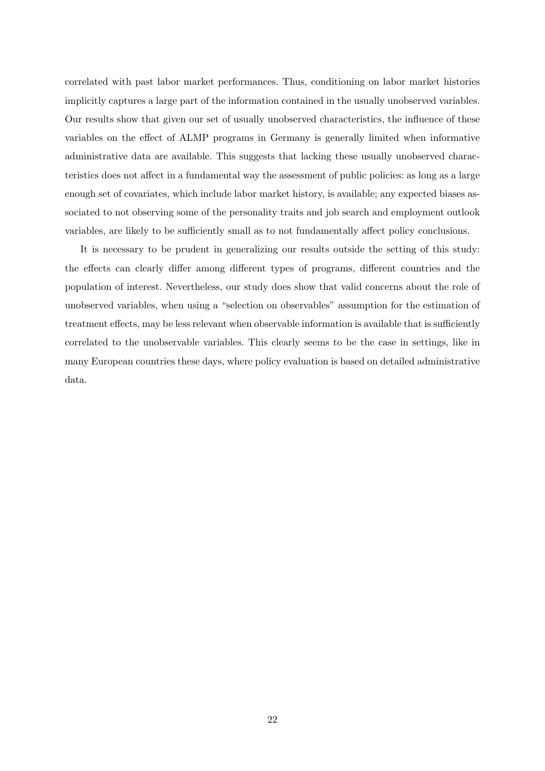correlated with past labor market performances. Thus, conditioning on labor market histories implicitly captures a large part of the information contained in the usually unobserved variables. Our results show that given our set of usually unobserved characteristics, the influence of these variables on the effect of ALMP programs in Germany is generally limited when informative administrative data are available. This suggests that lacking these usually unobserved characteristics does not affect in a fundamental way the assessment of public policies: as long as a large enough set of covariates, which include labor market history, is available; any expected biases associated to not observing some of the personality traits and job search and employment outlook variables, are likely to be sufficiently small as to not fundamentally affect policy conclusions.

It is necessary to be prudent in generalizing our results outside the setting of this study: the effects can clearly differ among different types of programs, different countries and the population of interest. Nevertheless, our study does show that valid concerns about the role of unobserved variables, when using a "selection on observables" assumption for the estimation of treatment effects, may be less relevant when observable information is available that is sufficiently correlated to the unobservable variables. This clearly seems to be the case in settings, like in many European countries these days, where policy evaluation is based on detailed administrative data.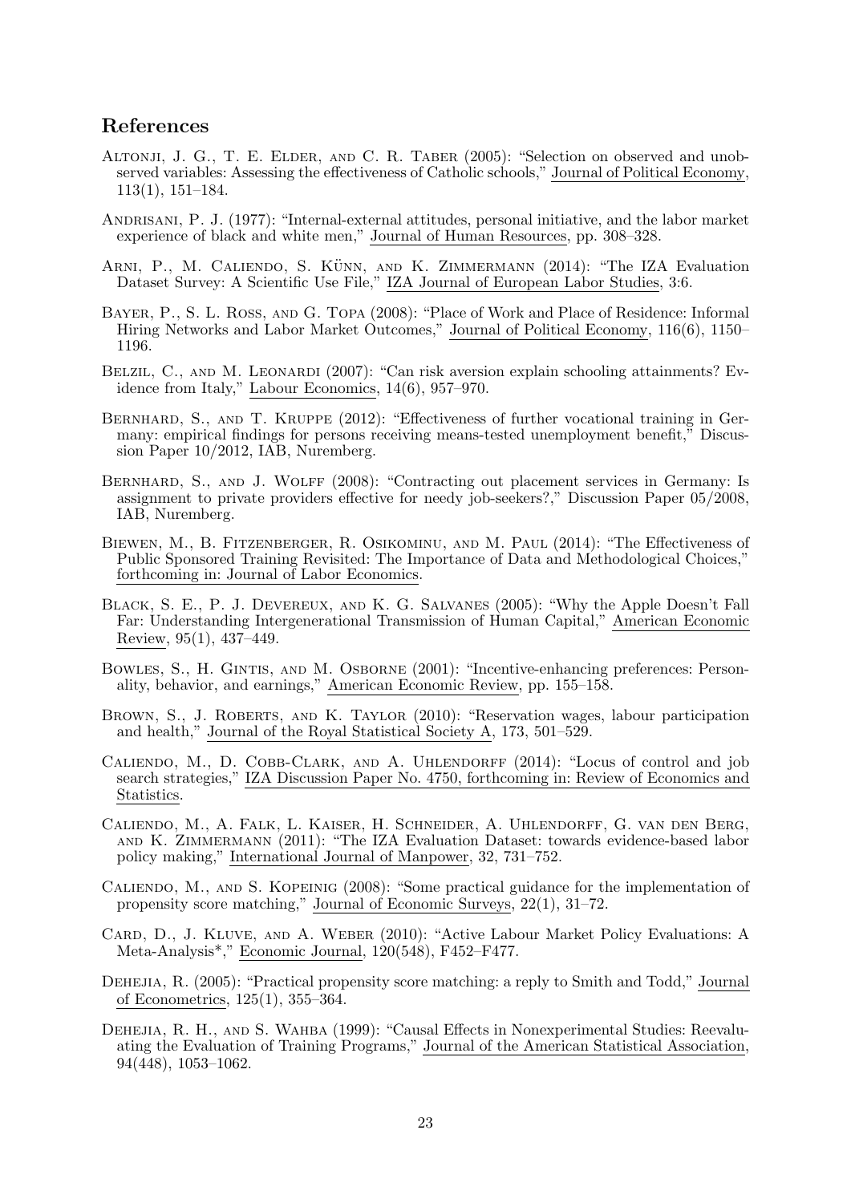## References

Altonji, J. G., T. E. Elder, and C. R. Taber (2005): "Selection on observed and unobserved variables: Assessing the effectiveness of Catholic schools," Journal of Political Economy, 113(1), 151–184.

Andrisani, P. J. (1977): "Internal-external attitudes, personal initiative, and the labor market experience of black and white men," Journal of Human Resources, pp. 308–328.

Arni, P., M. Caliendo, S. Künn, and K. Zimmermann (2014): "The IZA Evaluation Dataset Survey: A Scientific Use File," IZA Journal of European Labor Studies, 3:6.

Bayer, P., S. L. Ross, and G. Topa (2008): "Place of Work and Place of Residence: Informal Hiring Networks and Labor Market Outcomes," Journal of Political Economy, 116(6), 1150–1196.

Belzil, C., and M. Leonardi (2007): "Can risk aversion explain schooling attainments? Evidence from Italy," Labour Economics, 14(6), 957–970.

Bernhard, S., and T. Kruppe (2012): "Effectiveness of further vocational training in Germany: empirical findings for persons receiving means-tested unemployment benefit," Discussion Paper 10/2012, IAB, Nuremberg.

Bernhard, S., and J. Wolff (2008): "Contracting out placement services in Germany: Is assignment to private providers effective for needy job-seekers?," Discussion Paper 05/2008, IAB, Nuremberg.

Biewen, M., B. Fitzenberger, R. Osikominu, and M. Paul (2014): "The Effectiveness of Public Sponsored Training Revisited: The Importance of Data and Methodological Choices," forthcoming in: Journal of Labor Economics.

Black, S. E., P. J. Devereux, and K. G. Salvanes (2005): "Why the Apple Doesn't Fall Far: Understanding Intergenerational Transmission of Human Capital," American Economic Review, 95(1), 437–449.

Bowles, S., H. Gintis, and M. Osborne (2001): "Incentive-enhancing preferences: Personality, behavior, and earnings," American Economic Review, pp. 155–158.

Brown, S., J. Roberts, and K. Taylor (2010): "Reservation wages, labour participation and health," Journal of the Royal Statistical Society A, 173, 501–529.

Caliendo, M., D. Cobb-Clark, and A. Uhlendorff (2014): "Locus of control and job search strategies," IZA Discussion Paper No. 4750, forthcoming in: Review of Economics and Statistics.

Caliendo, M., A. Falk, L. Kaiser, H. Schneider, A. Uhlendorff, G. van den Berg, and K. Zimmermann (2011): "The IZA Evaluation Dataset: towards evidence-based labor policy making," International Journal of Manpower, 32, 731–752.

Caliendo, M., and S. Kopeinig (2008): "Some practical guidance for the implementation of propensity score matching," Journal of Economic Surveys, 22(1), 31–72.

Card, D., J. Kluve, and A. Weber (2010): "Active Labour Market Policy Evaluations: A Meta-Analysis*," Economic Journal, 120(548), F452–F477.

Dehejia, R. (2005): "Practical propensity score matching: a reply to Smith and Todd," Journal of Econometrics, 125(1), 355–364.

Dehejia, R. H., and S. Wahba (1999): "Causal Effects in Nonexperimental Studies: Reevaluating the Evaluation of Training Programs," Journal of the American Statistical Association, 94(448), 1053–1062.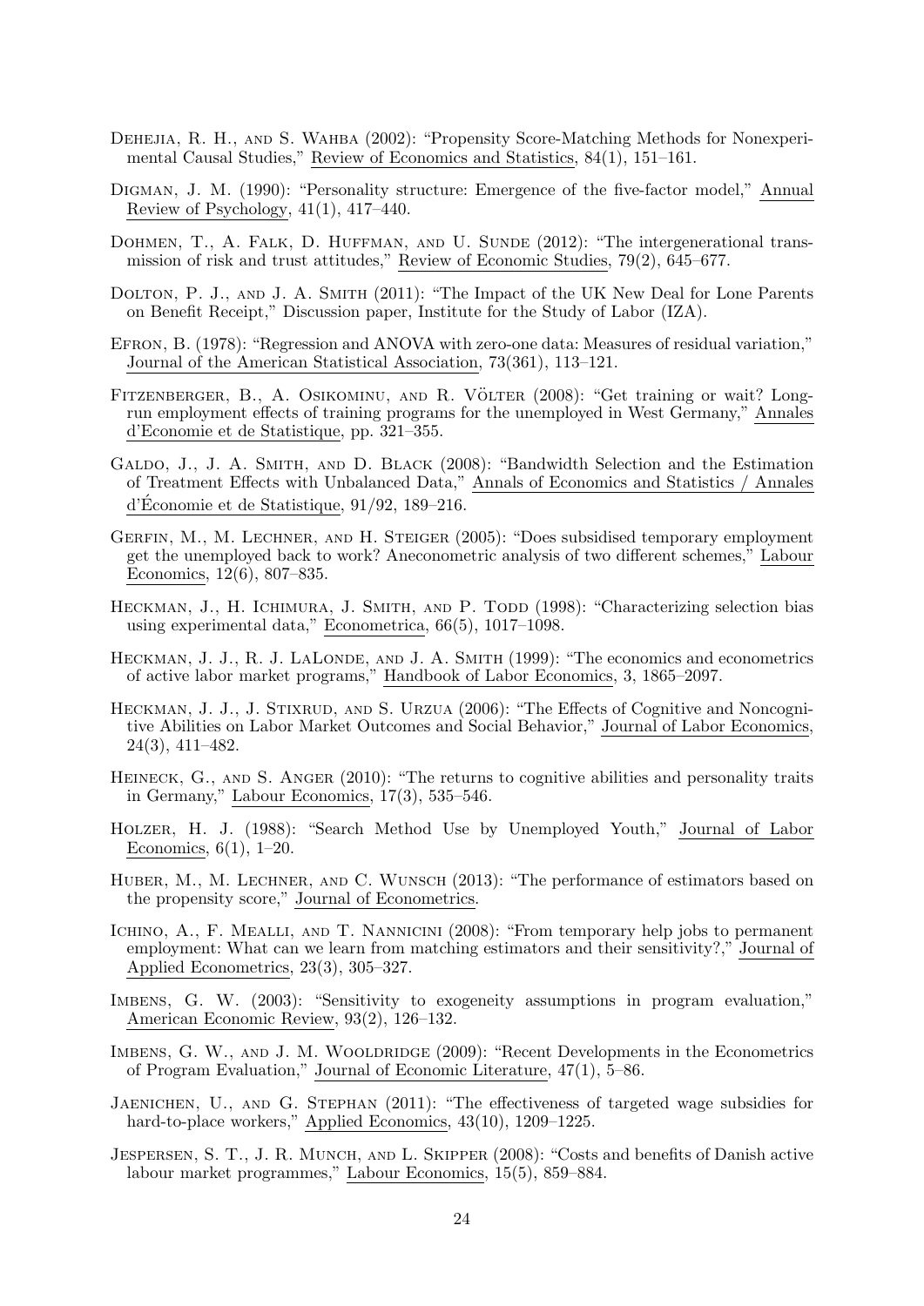Dehejia, R. H., and S. Wahba (2002): "Propensity Score-Matching Methods for Nonexperimental Causal Studies," Review of Economics and Statistics, 84(1), 151–161.

Digman, J. M. (1990): "Personality structure: Emergence of the five-factor model," Annual Review of Psychology, 41(1), 417–440.

Dohmen, T., A. Falk, D. Huffman, and U. Sunde (2012): "The intergenerational transmission of risk and trust attitudes," Review of Economic Studies, 79(2), 645–677.

Dolton, P. J., and J. A. Smith (2011): "The Impact of the UK New Deal for Lone Parents on Benefit Receipt," Discussion paper, Institute for the Study of Labor (IZA).

Efron, B. (1978): "Regression and ANOVA with zero-one data: Measures of residual variation," Journal of the American Statistical Association, 73(361), 113–121.

Fitzenberger, B., A. Osikominu, and R. Völter (2008): "Get training or wait? Long-run employment effects of training programs for the unemployed in West Germany," Annales d'Economie et de Statistique, pp. 321–355.

Galdo, J., J. A. Smith, and D. Black (2008): "Bandwidth Selection and the Estimation of Treatment Effects with Unbalanced Data," Annals of Economics and Statistics / Annales d'Économie et de Statistique, 91/92, 189–216.

Gerfin, M., M. Lechner, and H. Steiger (2005): "Does subsidised temporary employment get the unemployed back to work? Aneconometric analysis of two different schemes," Labour Economics, 12(6), 807–835.

Heckman, J., H. Ichimura, J. Smith, and P. Todd (1998): "Characterizing selection bias using experimental data," Econometrica, 66(5), 1017–1098.

Heckman, J. J., R. J. LaLonde, and J. A. Smith (1999): "The economics and econometrics of active labor market programs," Handbook of Labor Economics, 3, 1865–2097.

Heckman, J. J., J. Stixrud, and S. Urzua (2006): "The Effects of Cognitive and Noncognitive Abilities on Labor Market Outcomes and Social Behavior," Journal of Labor Economics, 24(3), 411–482.

Heineck, G., and S. Anger (2010): "The returns to cognitive abilities and personality traits in Germany," Labour Economics, 17(3), 535–546.

Holzer, H. J. (1988): "Search Method Use by Unemployed Youth," Journal of Labor Economics, 6(1), 1–20.

Huber, M., M. Lechner, and C. Wunsch (2013): "The performance of estimators based on the propensity score," Journal of Econometrics.

Ichino, A., F. Mealli, and T. Nannicini (2008): "From temporary help jobs to permanent employment: What can we learn from matching estimators and their sensitivity?," Journal of Applied Econometrics, 23(3), 305–327.

Imbens, G. W. (2003): "Sensitivity to exogeneity assumptions in program evaluation," American Economic Review, 93(2), 126–132.

Imbens, G. W., and J. M. Wooldridge (2009): "Recent Developments in the Econometrics of Program Evaluation," Journal of Economic Literature, 47(1), 5–86.

Jaenichen, U., and G. Stephan (2011): "The effectiveness of targeted wage subsidies for hard-to-place workers," Applied Economics, 43(10), 1209–1225.

Jespersen, S. T., J. R. Munch, and L. Skipper (2008): "Costs and benefits of Danish active labour market programmes," Labour Economics, 15(5), 859–884.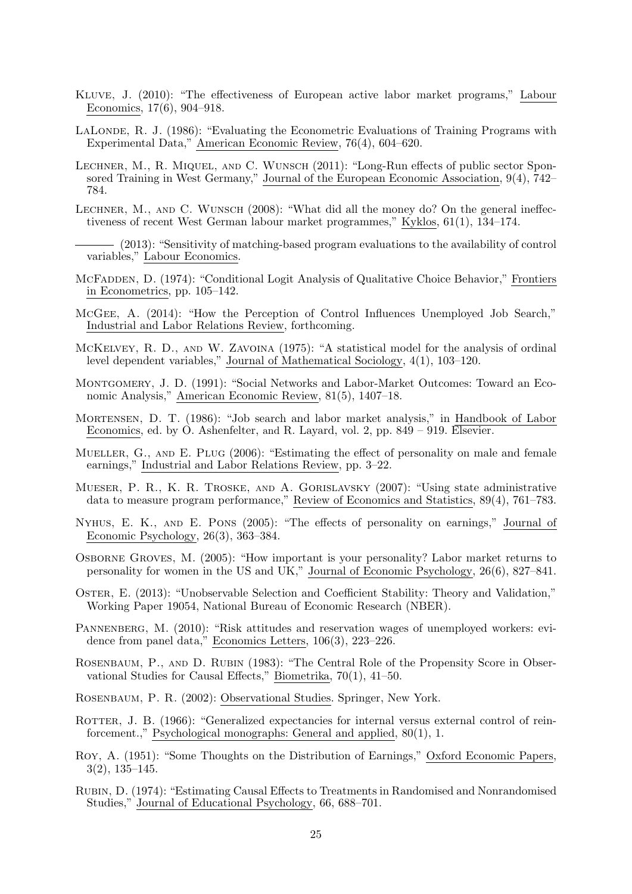Kluve, J. (2010): "The effectiveness of European active labor market programs," Labour Economics, 17(6), 904–918.

LaLonde, R. J. (1986): "Evaluating the Econometric Evaluations of Training Programs with Experimental Data," American Economic Review, 76(4), 604–620.

Lechner, M., R. Miquel, and C. Wunsch (2011): "Long-Run effects of public sector Sponsored Training in West Germany," Journal of the European Economic Association, 9(4), 742–784.

Lechner, M., and C. Wunsch (2008): "What did all the money do? On the general ineffectiveness of recent West German labour market programmes," Kyklos, 61(1), 134–174.

——— (2013): "Sensitivity of matching-based program evaluations to the availability of control variables," Labour Economics.

McFadden, D. (1974): "Conditional Logit Analysis of Qualitative Choice Behavior," Frontiers in Econometrics, pp. 105–142.

McGee, A. (2014): "How the Perception of Control Influences Unemployed Job Search," Industrial and Labor Relations Review, forthcoming.

McKelvey, R. D., and W. Zavoina (1975): "A statistical model for the analysis of ordinal level dependent variables," Journal of Mathematical Sociology, 4(1), 103–120.

Montgomery, J. D. (1991): "Social Networks and Labor-Market Outcomes: Toward an Economic Analysis," American Economic Review, 81(5), 1407–18.

Mortensen, D. T. (1986): "Job search and labor market analysis," in Handbook of Labor Economics, ed. by O. Ashenfelter, and R. Layard, vol. 2, pp. 849 – 919. Elsevier.

Mueller, G., and E. Plug (2006): "Estimating the effect of personality on male and female earnings," Industrial and Labor Relations Review, pp. 3–22.

Mueser, P. R., K. R. Troske, and A. Gorislavsky (2007): "Using state administrative data to measure program performance," Review of Economics and Statistics, 89(4), 761–783.

Nyhus, E. K., and E. Pons (2005): "The effects of personality on earnings," Journal of Economic Psychology, 26(3), 363–384.

Osborne Groves, M. (2005): "How important is your personality? Labor market returns to personality for women in the US and UK," Journal of Economic Psychology, 26(6), 827–841.

Oster, E. (2013): "Unobservable Selection and Coefficient Stability: Theory and Validation," Working Paper 19054, National Bureau of Economic Research (NBER).

Pannenberg, M. (2010): "Risk attitudes and reservation wages of unemployed workers: evidence from panel data," Economics Letters, 106(3), 223–226.

Rosenbaum, P., and D. Rubin (1983): "The Central Role of the Propensity Score in Observational Studies for Causal Effects," Biometrika, 70(1), 41–50.

Rosenbaum, P. R. (2002): Observational Studies. Springer, New York.

Rotter, J. B. (1966): "Generalized expectancies for internal versus external control of reinforcement.," Psychological monographs: General and applied, 80(1), 1.

Roy, A. (1951): "Some Thoughts on the Distribution of Earnings," Oxford Economic Papers, 3(2), 135–145.

Rubin, D. (1974): "Estimating Causal Effects to Treatments in Randomised and Nonrandomised Studies," Journal of Educational Psychology, 66, 688–701.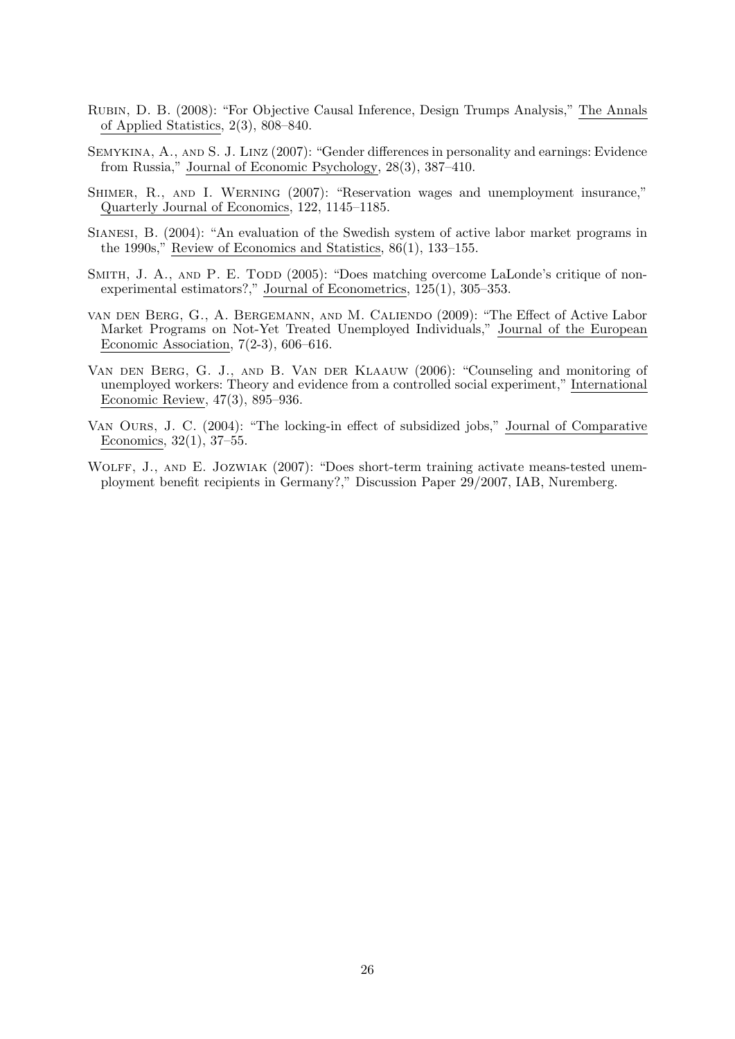Rubin, D. B. (2008): "For Objective Causal Inference, Design Trumps Analysis," The Annals of Applied Statistics, 2(3), 808–840.

Semykina, A., and S. J. Linz (2007): "Gender differences in personality and earnings: Evidence from Russia," Journal of Economic Psychology, 28(3), 387–410.

Shimer, R., and I. Werning (2007): "Reservation wages and unemployment insurance," Quarterly Journal of Economics, 122, 1145–1185.

Sianesi, B. (2004): "An evaluation of the Swedish system of active labor market programs in the 1990s," Review of Economics and Statistics, 86(1), 133–155.

Smith, J. A., and P. E. Todd (2005): "Does matching overcome LaLonde's critique of nonexperimental estimators?," Journal of Econometrics, 125(1), 305–353.

van den Berg, G., A. Bergemann, and M. Caliendo (2009): "The Effect of Active Labor Market Programs on Not-Yet Treated Unemployed Individuals," Journal of the European Economic Association, 7(2-3), 606–616.

Van den Berg, G. J., and B. Van der Klaauw (2006): "Counseling and monitoring of unemployed workers: Theory and evidence from a controlled social experiment," International Economic Review, 47(3), 895–936.

Van Ours, J. C. (2004): "The locking-in effect of subsidized jobs," Journal of Comparative Economics, 32(1), 37–55.

Wolff, J., and E. Jozwiak (2007): "Does short-term training activate means-tested unemployment benefit recipients in Germany?," Discussion Paper 29/2007, IAB, Nuremberg.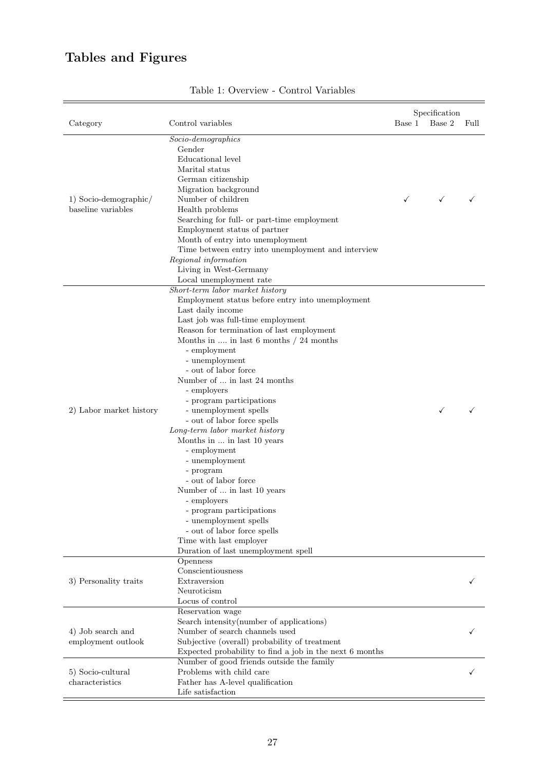# Tables and Figures

Table 1: Overview - Control Variables

| Category | Control variables | Specification | | |
|---|---|---|---|---|
| | | Base 1 | Base 2 | Full |
| 1) Socio-demographic/ baseline variables | *Socio-demographics*<br>Gender<br>Educational level<br>Marital status<br>German citizenship<br>Migration background<br>Number of children<br>Health problems<br>Searching for full- or part-time employment<br>Employment status of partner<br>Month of entry into unemployment<br>Time between entry into unemployment and interview<br>*Regional information*<br>Living in West-Germany<br>Local unemployment rate | ✓ | ✓ | ✓ |
| 2) Labor market history | *Short-term labor market history*<br>Employment status before entry into unemployment<br>Last daily income<br>Last job was full-time employment<br>Reason for termination of last employment<br>Months in .... in last 6 months / 24 months<br>- employment<br>- unemployment<br>- out of labor force<br>Number of ... in last 24 months<br>- employers<br>- program participations<br>- unemployment spells<br>- out of labor force spells<br>*Long-term labor market history*<br>Months in ... in last 10 years<br>- employment<br>- unemployment<br>- program<br>- out of labor force<br>Number of ... in last 10 years<br>- employers<br>- program participations<br>- unemployment spells<br>- out of labor force spells<br>Time with last employer<br>Duration of last unemployment spell | | ✓ | ✓ |
| 3) Personality traits | Openness<br>Conscientiousness<br>Extraversion<br>Neuroticism<br>Locus of control | | | ✓ |
| 4) Job search and employment outlook | Reservation wage<br>Search intensity(number of applications)<br>Number of search channels used<br>Subjective (overall) probability of treatment<br>Expected probability to find a job in the next 6 months | | | ✓ |
| 5) Socio-cultural characteristics | Number of good friends outside the family<br>Problems with child care<br>Father has A-level qualification<br>Life satisfaction | | | ✓ |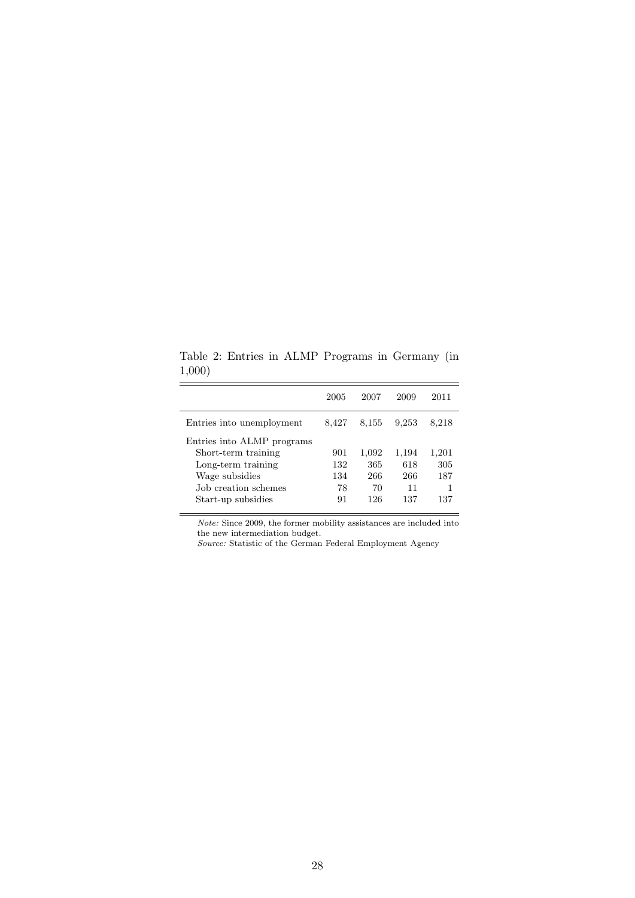Table 2: Entries in ALMP Programs in Germany (in 1,000)

| | 2005 | 2007 | 2009 | 2011 |
|---|---|---|---|---|
| Entries into unemployment | 8,427 | 8,155 | 9,253 | 8,218 |
| Entries into ALMP programs | | | | |
| Short-term training | 901 | 1,092 | 1,194 | 1,201 |
| Long-term training | 132 | 365 | 618 | 305 |
| Wage subsidies | 134 | 266 | 266 | 187 |
| Job creation schemes | 78 | 70 | 11 | 1 |
| Start-up subsidies | 91 | 126 | 137 | 137 |

*Note:* Since 2009, the former mobility assistances are included into the new intermediation budget.
*Source:* Statistic of the German Federal Employment Agency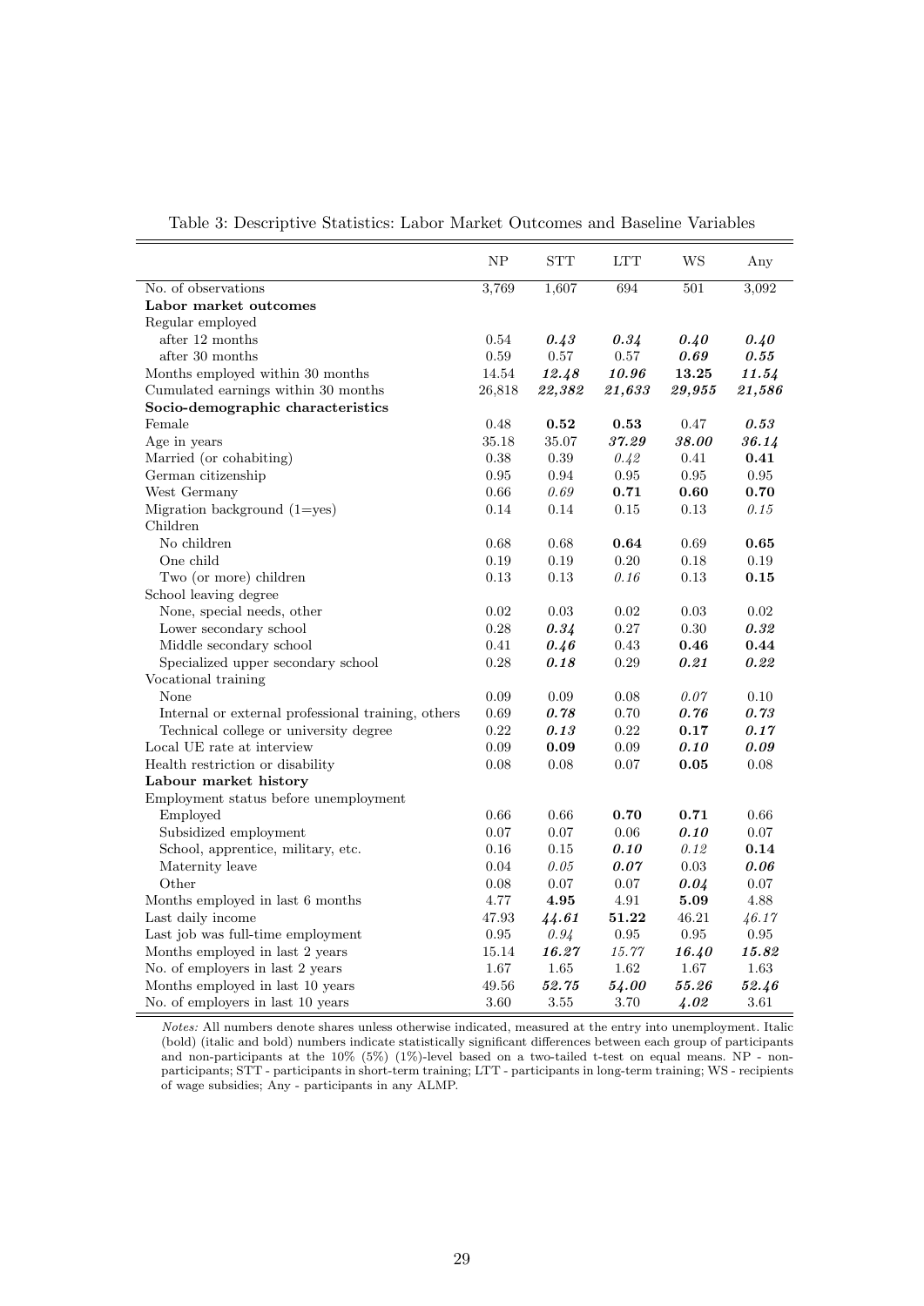Table 3: Descriptive Statistics: Labor Market Outcomes and Baseline Variables

| | NP | STT | LTT | WS | Any |
|---|---|---|---|---|---|
| No. of observations | 3,769 | 1,607 | 694 | 501 | 3,092 |
| **Labor market outcomes** | | | | | |
| Regular employed | | | | | |
| after 12 months | 0.54 | ***0.43*** | ***0.34*** | ***0.40*** | ***0.40*** |
| after 30 months | 0.59 | 0.57 | 0.57 | ***0.69*** | ***0.55*** |
| Months employed within 30 months | 14.54 | ***12.48*** | ***10.96*** | **13.25** | ***11.54*** |
| Cumulated earnings within 30 months | 26,818 | ***22,382*** | ***21,633*** | ***29,955*** | ***21,586*** |
| **Socio-demographic characteristics** | | | | | |
| Female | 0.48 | **0.52** | **0.53** | 0.47 | ***0.53*** |
| Age in years | 35.18 | 35.07 | ***37.29*** | ***38.00*** | ***36.14*** |
| Married (or cohabiting) | 0.38 | 0.39 | *0.42* | 0.41 | **0.41** |
| German citizenship | 0.95 | 0.94 | 0.95 | 0.95 | 0.95 |
| West Germany | 0.66 | *0.69* | **0.71** | **0.60** | **0.70** |
| Migration background (1=yes) | 0.14 | 0.14 | 0.15 | 0.13 | *0.15* |
| Children | | | | | |
| No children | 0.68 | 0.68 | **0.64** | 0.69 | **0.65** |
| One child | 0.19 | 0.19 | 0.20 | 0.18 | 0.19 |
| Two (or more) children | 0.13 | 0.13 | *0.16* | 0.13 | **0.15** |
| School leaving degree | | | | | |
| None, special needs, other | 0.02 | 0.03 | 0.02 | 0.03 | 0.02 |
| Lower secondary school | 0.28 | ***0.34*** | 0.27 | 0.30 | ***0.32*** |
| Middle secondary school | 0.41 | ***0.46*** | 0.43 | **0.46** | **0.44** |
| Specialized upper secondary school | 0.28 | ***0.18*** | 0.29 | ***0.21*** | ***0.22*** |
| Vocational training | | | | | |
| None | 0.09 | 0.09 | 0.08 | *0.07* | 0.10 |
| Internal or external professional training, others | 0.69 | ***0.78*** | 0.70 | ***0.76*** | ***0.73*** |
| Technical college or university degree | 0.22 | ***0.13*** | 0.22 | **0.17** | ***0.17*** |
| Local UE rate at interview | 0.09 | **0.09** | 0.09 | ***0.10*** | ***0.09*** |
| Health restriction or disability | 0.08 | 0.08 | 0.07 | **0.05** | 0.08 |
| **Labour market history** | | | | | |
| Employment status before unemployment | | | | | |
| Employed | 0.66 | 0.66 | **0.70** | **0.71** | 0.66 |
| Subsidized employment | 0.07 | 0.07 | 0.06 | ***0.10*** | 0.07 |
| School, apprentice, military, etc. | 0.16 | 0.15 | ***0.10*** | *0.12* | **0.14** |
| Maternity leave | 0.04 | *0.05* | ***0.07*** | 0.03 | ***0.06*** |
| Other | 0.08 | 0.07 | 0.07 | ***0.04*** | 0.07 |
| Months employed in last 6 months | 4.77 | **4.95** | 4.91 | **5.09** | 4.88 |
| Last daily income | 47.93 | ***44.61*** | **51.22** | 46.21 | *46.17* |
| Last job was full-time employment | 0.95 | *0.94* | 0.95 | 0.95 | 0.95 |
| Months employed in last 2 years | 15.14 | ***16.27*** | *15.77* | ***16.40*** | ***15.82*** |
| No. of employers in last 2 years | 1.67 | 1.65 | 1.62 | 1.67 | 1.63 |
| Months employed in last 10 years | 49.56 | ***52.75*** | ***54.00*** | ***55.26*** | ***52.46*** |
| No. of employers in last 10 years | 3.60 | 3.55 | 3.70 | ***4.02*** | 3.61 |

*Notes:* All numbers denote shares unless otherwise indicated, measured at the entry into unemployment. Italic (bold) (italic and bold) numbers indicate statistically significant differences between each group of participants and non-participants at the 10% (5%) (1%)-level based on a two-tailed t-test on equal means. NP - non-participants; STT - participants in short-term training; LTT - participants in long-term training; WS - recipients of wage subsidies; Any - participants in any ALMP.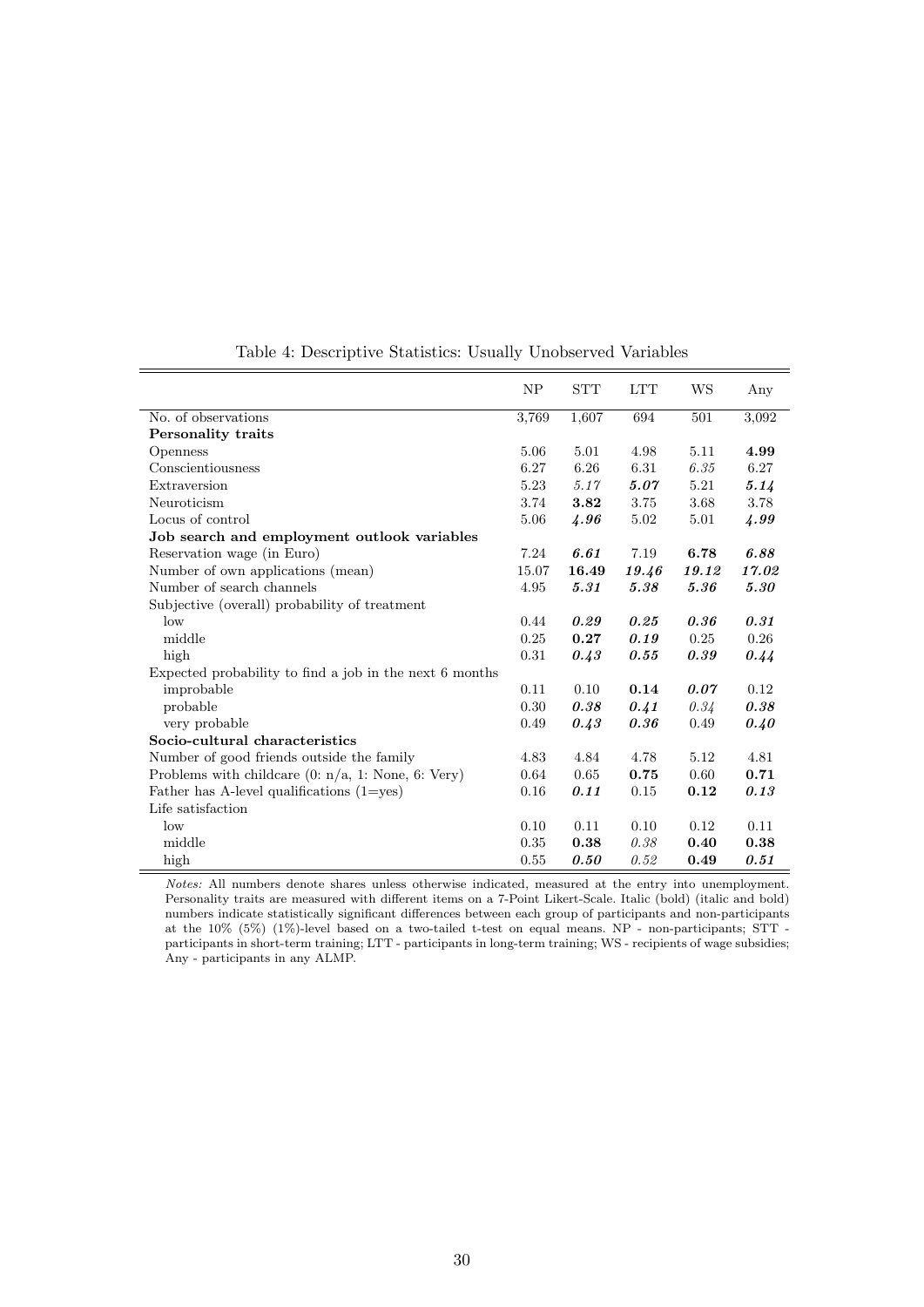Table 4: Descriptive Statistics: Usually Unobserved Variables

| | NP | STT | LTT | WS | Any |
|---|---|---|---|---|---|
| No. of observations | 3,769 | 1,607 | 694 | 501 | 3,092 |
| **Personality traits** | | | | | |
| Openness | 5.06 | 5.01 | 4.98 | 5.11 | **4.99** |
| Conscientiousness | 6.27 | 6.26 | 6.31 | *6.35* | 6.27 |
| Extraversion | 5.23 | *5.17* | ***5.07*** | 5.21 | ***5.14*** |
| Neuroticism | 3.74 | **3.82** | 3.75 | 3.68 | 3.78 |
| Locus of control | 5.06 | ***4.96*** | 5.02 | 5.01 | ***4.99*** |
| **Job search and employment outlook variables** | | | | | |
| Reservation wage (in Euro) | 7.24 | ***6.61*** | 7.19 | **6.78** | ***6.88*** |
| Number of own applications (mean) | 15.07 | **16.49** | ***19.46*** | ***19.12*** | ***17.02*** |
| Number of search channels | 4.95 | ***5.31*** | ***5.38*** | ***5.36*** | ***5.30*** |
| Subjective (overall) probability of treatment | | | | | |
| low | 0.44 | ***0.29*** | ***0.25*** | ***0.36*** | ***0.31*** |
| middle | 0.25 | **0.27** | ***0.19*** | 0.25 | 0.26 |
| high | 0.31 | ***0.43*** | ***0.55*** | ***0.39*** | ***0.44*** |
| Expected probability to find a job in the next 6 months | | | | | |
| improbable | 0.11 | 0.10 | **0.14** | ***0.07*** | 0.12 |
| probable | 0.30 | ***0.38*** | ***0.41*** | *0.34* | ***0.38*** |
| very probable | 0.49 | ***0.43*** | ***0.36*** | 0.49 | ***0.40*** |
| **Socio-cultural characteristics** | | | | | |
| Number of good friends outside the family | 4.83 | 4.84 | 4.78 | 5.12 | 4.81 |
| Problems with childcare (0: n/a, 1: None, 6: Very) | 0.64 | 0.65 | **0.75** | 0.60 | **0.71** |
| Father has A-level qualifications (1=yes) | 0.16 | ***0.11*** | 0.15 | **0.12** | ***0.13*** |
| Life satisfaction | | | | | |
| low | 0.10 | 0.11 | 0.10 | 0.12 | 0.11 |
| middle | 0.35 | **0.38** | *0.38* | **0.40** | **0.38** |
| high | 0.55 | ***0.50*** | *0.52* | **0.49** | ***0.51*** |

*Notes:* All numbers denote shares unless otherwise indicated, measured at the entry into unemployment. Personality traits are measured with different items on a 7-Point Likert-Scale. Italic (bold) (italic and bold) numbers indicate statistically significant differences between each group of participants and non-participants at the 10% (5%) (1%)-level based on a two-tailed t-test on equal means. NP - non-participants; STT - participants in short-term training; LTT - participants in long-term training; WS - recipients of wage subsidies; Any - participants in any ALMP.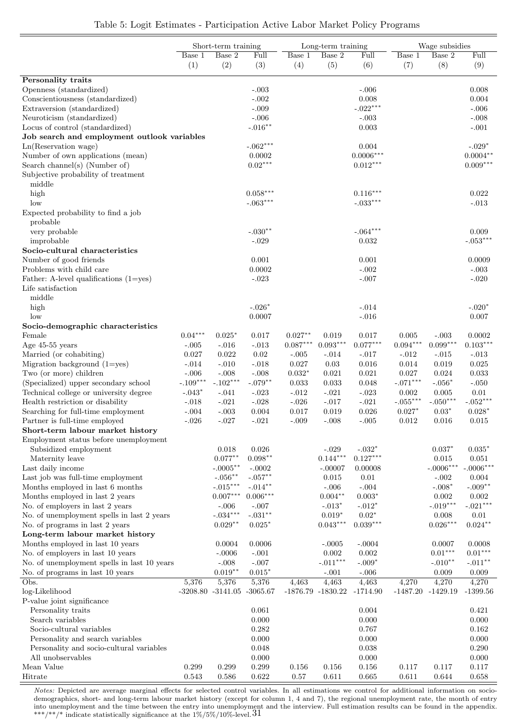Table 5: Logit Estimates - Participation Active Labor Market Policy Programs

| | Short-term training | | | Long-term training | | | Wage subsidies | | |
|---|---|---|---|---|---|---|---|---|---|
| | Base 1 | Base 2 | Full | Base 1 | Base 2 | Full | Base 1 | Base 2 | Full |
| | (1) | (2) | (3) | (4) | (5) | (6) | (7) | (8) | (9) |
| **Personality traits** | | | | | | | | | |
| Openness (standardized) | | | -.003 | | | -.006 | | | 0.008 |
| Conscientiousness (standardized) | | | -.002 | | | 0.008 | | | 0.004 |
| Extraversion (standardized) | | | -.009 | | | -.022*** | | | -.006 |
| Neuroticism (standardized) | | | -.006 | | | -.003 | | | -.008 |
| Locus of control (standardized) | | | -.016** | | | 0.003 | | | -.001 |
| **Job search and employment outlook variables** | | | | | | | | | |
| Ln(Reservation wage) | | | -.062*** | | | 0.004 | | | -.029* |
| Number of own applications (mean) | | | 0.0002 | | | 0.0006*** | | | 0.0004** |
| Search channel(s) (Number of) | | | 0.02*** | | | 0.012*** | | | 0.009*** |
| Subjective probability of treatment | | | | | | | | | |
| middle | | | | | | | | | |
| high | | | 0.058*** | | | 0.116*** | | | 0.022 |
| low | | | -.063*** | | | -.033*** | | | -.013 |
| Expected probability to find a job | | | | | | | | | |
| probable | | | | | | | | | |
| very probable | | | -.030** | | | -.064*** | | | 0.009 |
| improbable | | | -.029 | | | 0.032 | | | -.053*** |
| **Socio-cultural characteristics** | | | | | | | | | |
| Number of good friends | | | 0.001 | | | 0.001 | | | 0.0009 |
| Problems with child care | | | 0.0002 | | | -.002 | | | -.003 |
| Father: A-level qualifications (1=yes) | | | -.023 | | | -.007 | | | -.020 |
| Life satisfaction | | | | | | | | | |
| middle | | | | | | | | | |
| high | | | -.026* | | | -.014 | | | -.020* |
| low | | | 0.0007 | | | -.016 | | | 0.007 |
| **Socio-demographic characteristics** | | | | | | | | | |
| Female | 0.04*** | 0.025* | 0.017 | 0.027** | 0.019 | 0.017 | 0.005 | -.003 | 0.0002 |
| Age 45-55 years | -.005 | -.016 | -.013 | 0.087*** | 0.093*** | 0.077*** | 0.094*** | 0.099*** | 0.103*** |
| Married (or cohabiting) | 0.027 | 0.022 | 0.02 | -.005 | -.014 | -.017 | -.012 | -.015 | -.013 |
| Migration background (1=yes) | -.014 | -.010 | -.018 | 0.027 | 0.03 | 0.016 | 0.014 | 0.019 | 0.025 |
| Two (or more) children | -.006 | -.008 | -.008 | 0.032* | 0.021 | 0.021 | 0.027 | 0.024 | 0.033 |
| (Specialized) upper secondary school | -.109*** | -.102*** | -.079** | 0.033 | 0.033 | 0.048 | -.071*** | -.056* | -.050 |
| Technical college or university degree | -.043* | -.041 | -.023 | -.012 | -.021 | -.023 | 0.002 | 0.005 | 0.01 |
| Health restriction or disability | -.018 | -.021 | -.028 | -.026 | -.017 | -.021 | -.055*** | -.050*** | -.052*** |
| Searching for full-time employment | -.004 | -.003 | 0.004 | 0.017 | 0.019 | 0.026 | 0.027* | 0.03* | 0.028* |
| Partner is full-time employed | -.026 | -.027 | -.021 | -.009 | -.008 | -.005 | 0.012 | 0.016 | 0.015 |
| **Short-term labour market history** | | | | | | | | | |
| Employment status before unemployment | | | | | | | | | |
| Subsidized employment | | 0.018 | 0.026 | | -.029 | -.032* | | 0.037* | 0.035* |
| Maternity leave | | 0.077** | 0.098** | | 0.144*** | 0.127*** | | 0.015 | 0.051 |
| Last daily income | | -.0005** | -.0002 | | -.00007 | 0.00008 | | -.0006*** | -.0006*** |
| Last job was full-time employment | | -.056** | -.057** | | 0.015 | 0.01 | | -.002 | 0.004 |
| Months employed in last 6 months | | -.015*** | -.014** | | -.006 | -.004 | | -.008* | -.009** |
| Months employed in last 2 years | | 0.007*** | 0.006*** | | 0.004** | 0.003* | | 0.002 | 0.002 |
| No. of employers in last 2 years | | -.006 | -.007 | | -.013* | -.012* | | -.019*** | -.021*** |
| No. of unemployment spells in last 2 years | | -.034*** | -.031** | | 0.019* | 0.02* | | 0.008 | 0.01 |
| No. of programs in last 2 years | | 0.029** | 0.025* | | 0.043*** | 0.039*** | | 0.026*** | 0.024** |
| **Long-term labour market history** | | | | | | | | | |
| Months employed in last 10 years | | 0.0004 | 0.0006 | | -.0005 | -.0004 | | 0.0007 | 0.0008 |
| No. of employers in last 10 years | | -.0006 | -.001 | | 0.002 | 0.002 | | 0.01*** | 0.01*** |
| No. of unemployment spells in last 10 years | | -.008 | -.007 | | -.011*** | -.009* | | -.010** | -.011** |
| No. of programs in last 10 years | | 0.019** | 0.015* | | -.001 | -.006 | | 0.009 | 0.009 |
| Obs. | 5,376 | 5,376 | 5,376 | 4,463 | 4,463 | 4,463 | 4,270 | 4,270 | 4,270 |
| log-Likelihood | -3208.80 | -3141.05 | -3065.67 | -1876.79 | -1830.22 | -1714.90 | -1487.20 | -1429.19 | -1399.56 |
| P-value joint significance | | | | | | | | | |
| Personality traits | | | 0.061 | | | 0.004 | | | 0.421 |
| Search variables | | | 0.000 | | | 0.000 | | | 0.000 |
| Socio-cultural variables | | | 0.282 | | | 0.767 | | | 0.162 |
| Personality and search variables | | | 0.000 | | | 0.000 | | | 0.000 |
| Personality and socio-cultural variables | | | 0.048 | | | 0.038 | | | 0.290 |
| All unobservables | | | 0.000 | | | 0.000 | | | 0.000 |
| Mean Value | 0.299 | 0.299 | 0.299 | 0.156 | 0.156 | 0.156 | 0.117 | 0.117 | 0.117 |
| Hitrate | 0.543 | 0.586 | 0.622 | 0.57 | 0.611 | 0.665 | 0.611 | 0.644 | 0.658 |

*Notes:* Depicted are average marginal effects for selected control variables. In all estimations we control for additional information on socio-demographics, short- and long-term labour market history (except for column 1, 4 and 7), the regional unemployment rate, the month of entry into unemployment and the time between the entry into unemployment and the interview. Full estimation results can be found in the appendix. ***/**/* indicate statistically significance at the 1%/5%/10%-level.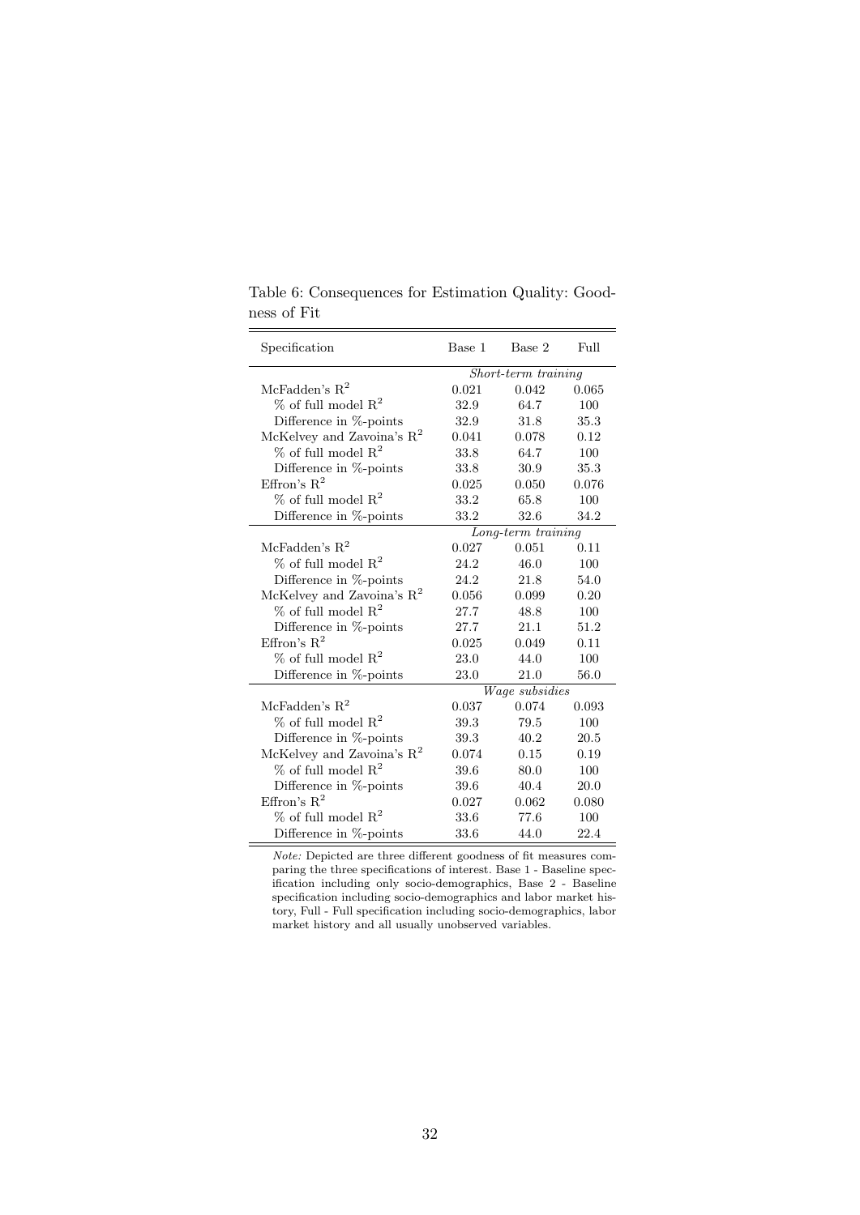Table 6: Consequences for Estimation Quality: Goodness of Fit

| Specification | Base 1 | Base 2 | Full |
|---|---|---|---|
| | *Short-term training* | | |
| McFadden's $R^2$ | 0.021 | 0.042 | 0.065 |
| % of full model $R^2$ | 32.9 | 64.7 | 100 |
| Difference in %-points | 32.9 | 31.8 | 35.3 |
| McKelvey and Zavoina's $R^2$ | 0.041 | 0.078 | 0.12 |
| % of full model $R^2$ | 33.8 | 64.7 | 100 |
| Difference in %-points | 33.8 | 30.9 | 35.3 |
| Effron's $R^2$ | 0.025 | 0.050 | 0.076 |
| % of full model $R^2$ | 33.2 | 65.8 | 100 |
| Difference in %-points | 33.2 | 32.6 | 34.2 |
| | *Long-term training* | | |
| McFadden's $R^2$ | 0.027 | 0.051 | 0.11 |
| % of full model $R^2$ | 24.2 | 46.0 | 100 |
| Difference in %-points | 24.2 | 21.8 | 54.0 |
| McKelvey and Zavoina's $R^2$ | 0.056 | 0.099 | 0.20 |
| % of full model $R^2$ | 27.7 | 48.8 | 100 |
| Difference in %-points | 27.7 | 21.1 | 51.2 |
| Effron's $R^2$ | 0.025 | 0.049 | 0.11 |
| % of full model $R^2$ | 23.0 | 44.0 | 100 |
| Difference in %-points | 23.0 | 21.0 | 56.0 |
| | *Wage subsidies* | | |
| McFadden's $R^2$ | 0.037 | 0.074 | 0.093 |
| % of full model $R^2$ | 39.3 | 79.5 | 100 |
| Difference in %-points | 39.3 | 40.2 | 20.5 |
| McKelvey and Zavoina's $R^2$ | 0.074 | 0.15 | 0.19 |
| % of full model $R^2$ | 39.6 | 80.0 | 100 |
| Difference in %-points | 39.6 | 40.4 | 20.0 |
| Effron's $R^2$ | 0.027 | 0.062 | 0.080 |
| % of full model $R^2$ | 33.6 | 77.6 | 100 |
| Difference in %-points | 33.6 | 44.0 | 22.4 |

*Note:* Depicted are three different goodness of fit measures comparing the three specifications of interest. Base 1 - Baseline specification including only socio-demographics, Base 2 - Baseline specification including socio-demographics and labor market history, Full - Full specification including socio-demographics, labor market history and all usually unobserved variables.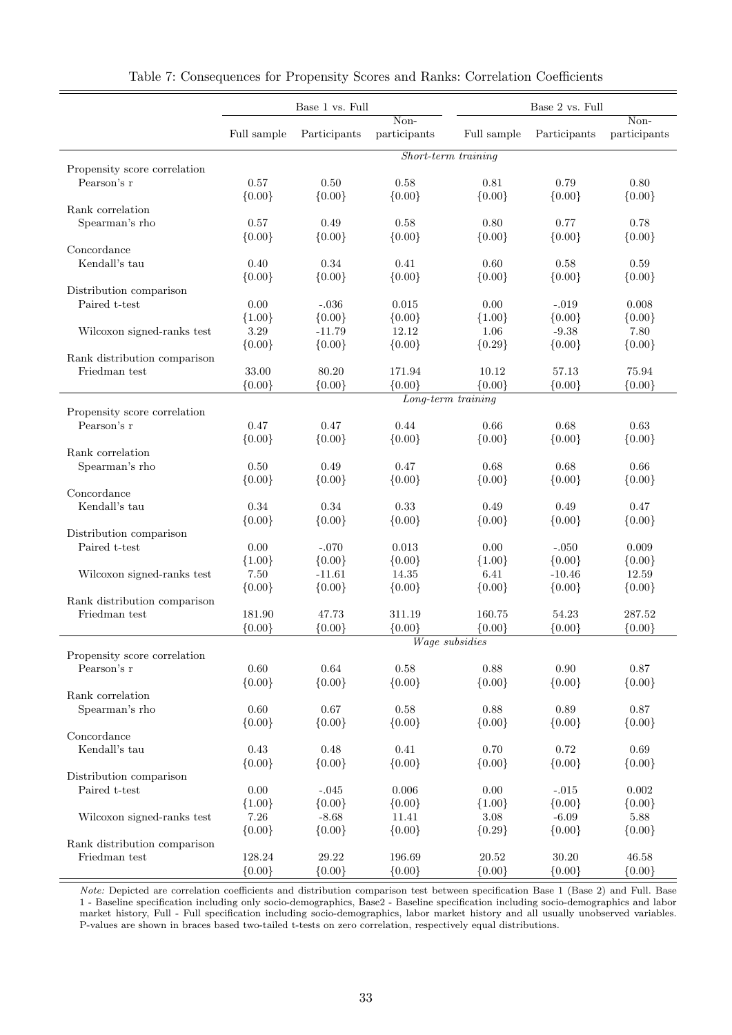Table 7: Consequences for Propensity Scores and Ranks: Correlation Coefficients

| | Base 1 vs. Full | | | Base 2 vs. Full | | |
|---|---|---|---|---|---|---|
| | Full sample | Participants | Non-participants | Full sample | Participants | Non-participants |
| | *Short-term training* | | | | | |
| Propensity score correlation | | | | | | |
| Pearson's r | 0.57 | 0.50 | 0.58 | 0.81 | 0.79 | 0.80 |
| | {0.00} | {0.00} | {0.00} | {0.00} | {0.00} | {0.00} |
| Rank correlation | | | | | | |
| Spearman's rho | 0.57 | 0.49 | 0.58 | 0.80 | 0.77 | 0.78 |
| | {0.00} | {0.00} | {0.00} | {0.00} | {0.00} | {0.00} |
| Concordance | | | | | | |
| Kendall's tau | 0.40 | 0.34 | 0.41 | 0.60 | 0.58 | 0.59 |
| | {0.00} | {0.00} | {0.00} | {0.00} | {0.00} | {0.00} |
| Distribution comparison | | | | | | |
| Paired t-test | 0.00 | -.036 | 0.015 | 0.00 | -.019 | 0.008 |
| | {1.00} | {0.00} | {0.00} | {1.00} | {0.00} | {0.00} |
| Wilcoxon signed-ranks test | 3.29 | -11.79 | 12.12 | 1.06 | -9.38 | 7.80 |
| | {0.00} | {0.00} | {0.00} | {0.29} | {0.00} | {0.00} |
| Rank distribution comparison | | | | | | |
| Friedman test | 33.00 | 80.20 | 171.94 | 10.12 | 57.13 | 75.94 |
| | {0.00} | {0.00} | {0.00} | {0.00} | {0.00} | {0.00} |
| | *Long-term training* | | | | | |
| Propensity score correlation | | | | | | |
| Pearson's r | 0.47 | 0.47 | 0.44 | 0.66 | 0.68 | 0.63 |
| | {0.00} | {0.00} | {0.00} | {0.00} | {0.00} | {0.00} |
| Rank correlation | | | | | | |
| Spearman's rho | 0.50 | 0.49 | 0.47 | 0.68 | 0.68 | 0.66 |
| | {0.00} | {0.00} | {0.00} | {0.00} | {0.00} | {0.00} |
| Concordance | | | | | | |
| Kendall's tau | 0.34 | 0.34 | 0.33 | 0.49 | 0.49 | 0.47 |
| | {0.00} | {0.00} | {0.00} | {0.00} | {0.00} | {0.00} |
| Distribution comparison | | | | | | |
| Paired t-test | 0.00 | -.070 | 0.013 | 0.00 | -.050 | 0.009 |
| | {1.00} | {0.00} | {0.00} | {1.00} | {0.00} | {0.00} |
| Wilcoxon signed-ranks test | 7.50 | -11.61 | 14.35 | 6.41 | -10.46 | 12.59 |
| | {0.00} | {0.00} | {0.00} | {0.00} | {0.00} | {0.00} |
| Rank distribution comparison | | | | | | |
| Friedman test | 181.90 | 47.73 | 311.19 | 160.75 | 54.23 | 287.52 |
| | {0.00} | {0.00} | {0.00} | {0.00} | {0.00} | {0.00} |
| | *Wage subsidies* | | | | | |
| Propensity score correlation | | | | | | |
| Pearson's r | 0.60 | 0.64 | 0.58 | 0.88 | 0.90 | 0.87 |
| | {0.00} | {0.00} | {0.00} | {0.00} | {0.00} | {0.00} |
| Rank correlation | | | | | | |
| Spearman's rho | 0.60 | 0.67 | 0.58 | 0.88 | 0.89 | 0.87 |
| | {0.00} | {0.00} | {0.00} | {0.00} | {0.00} | {0.00} |
| Concordance | | | | | | |
| Kendall's tau | 0.43 | 0.48 | 0.41 | 0.70 | 0.72 | 0.69 |
| | {0.00} | {0.00} | {0.00} | {0.00} | {0.00} | {0.00} |
| Distribution comparison | | | | | | |
| Paired t-test | 0.00 | -.045 | 0.006 | 0.00 | -.015 | 0.002 |
| | {1.00} | {0.00} | {0.00} | {1.00} | {0.00} | {0.00} |
| Wilcoxon signed-ranks test | 7.26 | -8.68 | 11.41 | 3.08 | -6.09 | 5.88 |
| | {0.00} | {0.00} | {0.00} | {0.29} | {0.00} | {0.00} |
| Rank distribution comparison | | | | | | |
| Friedman test | 128.24 | 29.22 | 196.69 | 20.52 | 30.20 | 46.58 |
| | {0.00} | {0.00} | {0.00} | {0.00} | {0.00} | {0.00} |

*Note:* Depicted are correlation coefficients and distribution comparison test between specification Base 1 (Base 2) and Full. Base 1 - Baseline specification including only socio-demographics, Base2 - Baseline specification including socio-demographics and labor market history, Full - Full specification including socio-demographics, labor market history and all usually unobserved variables. P-values are shown in braces based two-tailed t-tests on zero correlation, respectively equal distributions.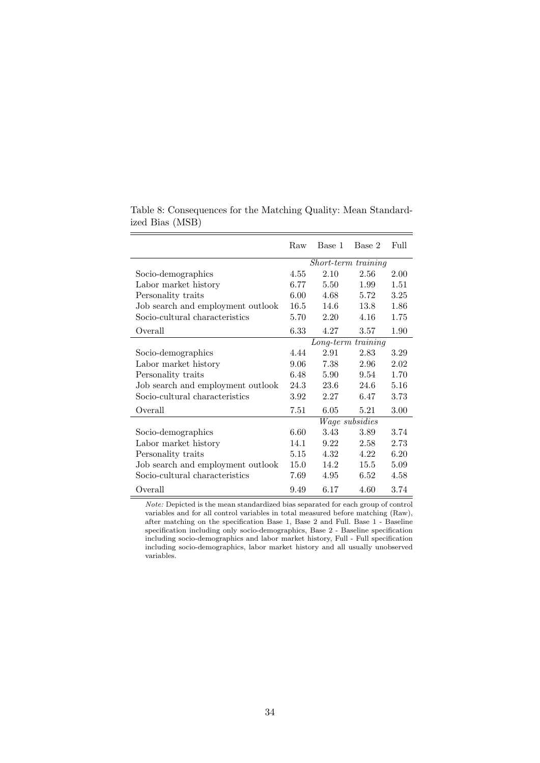Table 8: Consequences for the Matching Quality: Mean Standardized Bias (MSB)

| | Raw | Base 1 | Base 2 | Full |
|---|---|---|---|---|
| | *Short-term training* | | | |
| Socio-demographics | 4.55 | 2.10 | 2.56 | 2.00 |
| Labor market history | 6.77 | 5.50 | 1.99 | 1.51 |
| Personality traits | 6.00 | 4.68 | 5.72 | 3.25 |
| Job search and employment outlook | 16.5 | 14.6 | 13.8 | 1.86 |
| Socio-cultural characteristics | 5.70 | 2.20 | 4.16 | 1.75 |
| Overall | 6.33 | 4.27 | 3.57 | 1.90 |
| | *Long-term training* | | | |
| Socio-demographics | 4.44 | 2.91 | 2.83 | 3.29 |
| Labor market history | 9.06 | 7.38 | 2.96 | 2.02 |
| Personality traits | 6.48 | 5.90 | 9.54 | 1.70 |
| Job search and employment outlook | 24.3 | 23.6 | 24.6 | 5.16 |
| Socio-cultural characteristics | 3.92 | 2.27 | 6.47 | 3.73 |
| Overall | 7.51 | 6.05 | 5.21 | 3.00 |
| | *Wage subsidies* | | | |
| Socio-demographics | 6.60 | 3.43 | 3.89 | 3.74 |
| Labor market history | 14.1 | 9.22 | 2.58 | 2.73 |
| Personality traits | 5.15 | 4.32 | 4.22 | 6.20 |
| Job search and employment outlook | 15.0 | 14.2 | 15.5 | 5.09 |
| Socio-cultural characteristics | 7.69 | 4.95 | 6.52 | 4.58 |
| Overall | 9.49 | 6.17 | 4.60 | 3.74 |

*Note:* Depicted is the mean standardized bias separated for each group of control variables and for all control variables in total measured before matching (Raw), after matching on the specification Base 1, Base 2 and Full. Base 1 - Baseline specification including only socio-demographics, Base 2 - Baseline specification including socio-demographics and labor market history, Full - Full specification including socio-demographics, labor market history and all usually unobserved variables.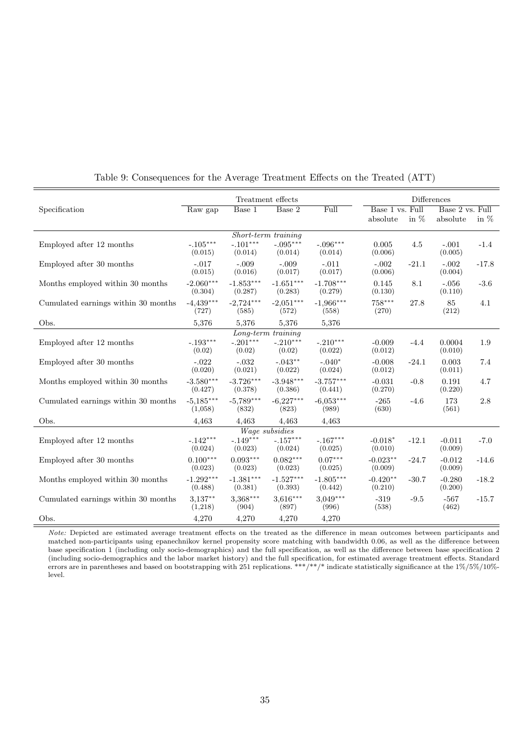Table 9: Consequences for the Average Treatment Effects on the Treated (ATT)

| Specification | Treatment effects | | | | Differences | | | |
|---|---|---|---|---|---|---|---|---|
| | Raw gap | Base 1 | Base 2 | Full | Base 1 vs. Full | | Base 2 vs. Full | |
| | | | | | absolute | in % | absolute | in % |
| *Short-term training* | | | | | | | | |
| Employed after 12 months | -.105*** | -.101*** | -.095*** | -.096*** | 0.005 | 4.5 | -.001 | -1.4 |
| | (0.015) | (0.014) | (0.014) | (0.014) | (0.006) | | (0.005) | |
| Employed after 30 months | -.017 | -.009 | -.009 | -.011 | -.002 | -21.1 | -.002 | -17.8 |
| | (0.015) | (0.016) | (0.017) | (0.017) | (0.006) | | (0.004) | |
| Months employed within 30 months | -2.060*** | -1.853*** | -1.651*** | -1.708*** | 0.145 | 8.1 | -.056 | -3.6 |
| | (0.304) | (0.287) | (0.283) | (0.279) | (0.130) | | (0.110) | |
| Cumulated earnings within 30 months | -4,439*** | -2,724*** | -2,051*** | -1,966*** | 758*** | 27.8 | 85 | 4.1 |
| | (727) | (585) | (572) | (558) | (270) | | (212) | |
| Obs. | 5,376 | 5,376 | 5,376 | 5,376 | | | | |
| *Long-term training* | | | | | | | | |
| Employed after 12 months | -.193*** | -.201*** | -.210*** | -.210*** | -0.009 | -4.4 | 0.0004 | 1.9 |
| | (0.02) | (0.02) | (0.02) | (0.022) | (0.012) | | (0.010) | |
| Employed after 30 months | -.022 | -.032 | -.043** | -.040* | -0.008 | -24.1 | 0.003 | 7.4 |
| | (0.020) | (0.021) | (0.022) | (0.024) | (0.012) | | (0.011) | |
| Months employed within 30 months | -3.580*** | -3.726*** | -3.948*** | -3.757*** | -0.031 | -0.8 | 0.191 | 4.7 |
| | (0.427) | (0.378) | (0.386) | (0.441) | (0.270) | | (0.220) | |
| Cumulated earnings within 30 months | -5,185*** | -5,789*** | -6,227*** | -6,053*** | -265 | -4.6 | 173 | 2.8 |
| | (1,058) | (832) | (823) | (989) | (630) | | (561) | |
| Obs. | 4,463 | 4,463 | 4,463 | 4,463 | | | | |
| *Wage subsidies* | | | | | | | | |
| Employed after 12 months | -.142*** | -.149*** | -.157*** | -.167*** | -0.018* | -12.1 | -0.011 | -7.0 |
| | (0.024) | (0.023) | (0.024) | (0.025) | (0.010) | | (0.009) | |
| Employed after 30 months | 0.100*** | 0.093*** | 0.082*** | 0.07*** | -0.023** | -24.7 | -0.012 | -14.6 |
| | (0.023) | (0.023) | (0.023) | (0.025) | (0.009) | | (0.009) | |
| Months employed within 30 months | -1.292*** | -1.381*** | -1.527*** | -1.805*** | -0.420** | -30.7 | -0.280 | -18.2 |
| | (0.488) | (0.381) | (0.393) | (0.442) | (0.210) | | (0.200) | |
| Cumulated earnings within 30 months | 3,137** | 3,368*** | 3,616*** | 3,049*** | -319 | -9.5 | -567 | -15.7 |
| | (1,218) | (904) | (897) | (996) | (538) | | (462) | |
| Obs. | 4,270 | 4,270 | 4,270 | 4,270 | | | | |

*Note:* Depicted are estimated average treatment effects on the treated as the difference in mean outcomes between participants and matched non-participants using epanechnikov kernel propensity score matching with bandwidth 0.06, as well as the difference between base specification 1 (including only socio-demographics) and the full specification, as well as the difference between base specification 2 (including socio-demographics and the labor market history) and the full specification, for estimated average treatment effects. Standard errors are in parentheses and based on bootstrapping with 251 replications. \*\*\*/\*\*/\* indicate statistically significance at the 1%/5%/10%-level.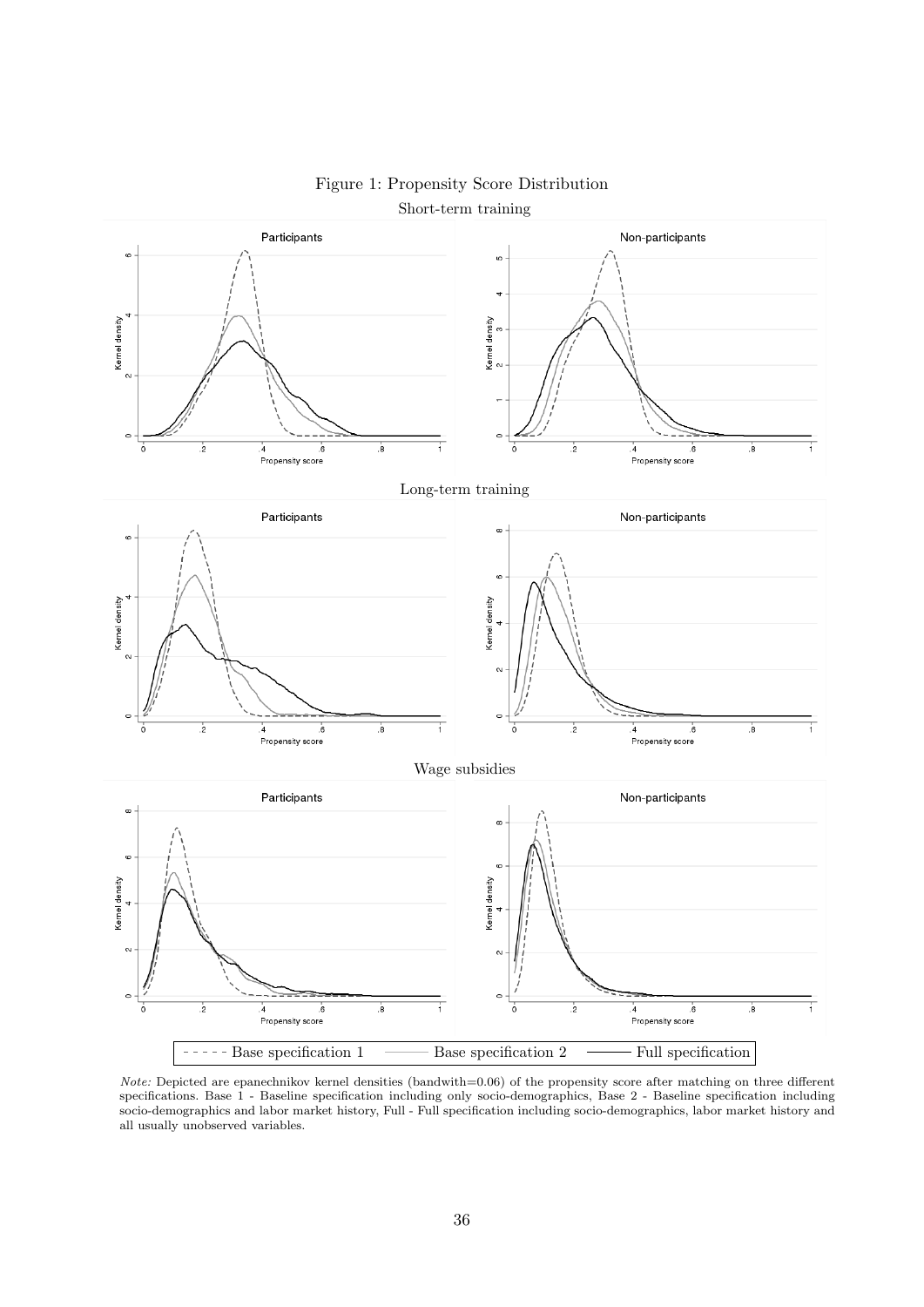Figure 1: Propensity Score Distribution

Short-term training

Long-term training

Wage subsidies

*Note:* Depicted are epanechnikov kernel densities (bandwith=0.06) of the propensity score after matching on three different specifications. Base 1 - Baseline specification including only socio-demographics, Base 2 - Baseline specification including socio-demographics and labor market history, Full - Full specification including socio-demographics, labor market history and all usually unobserved variables.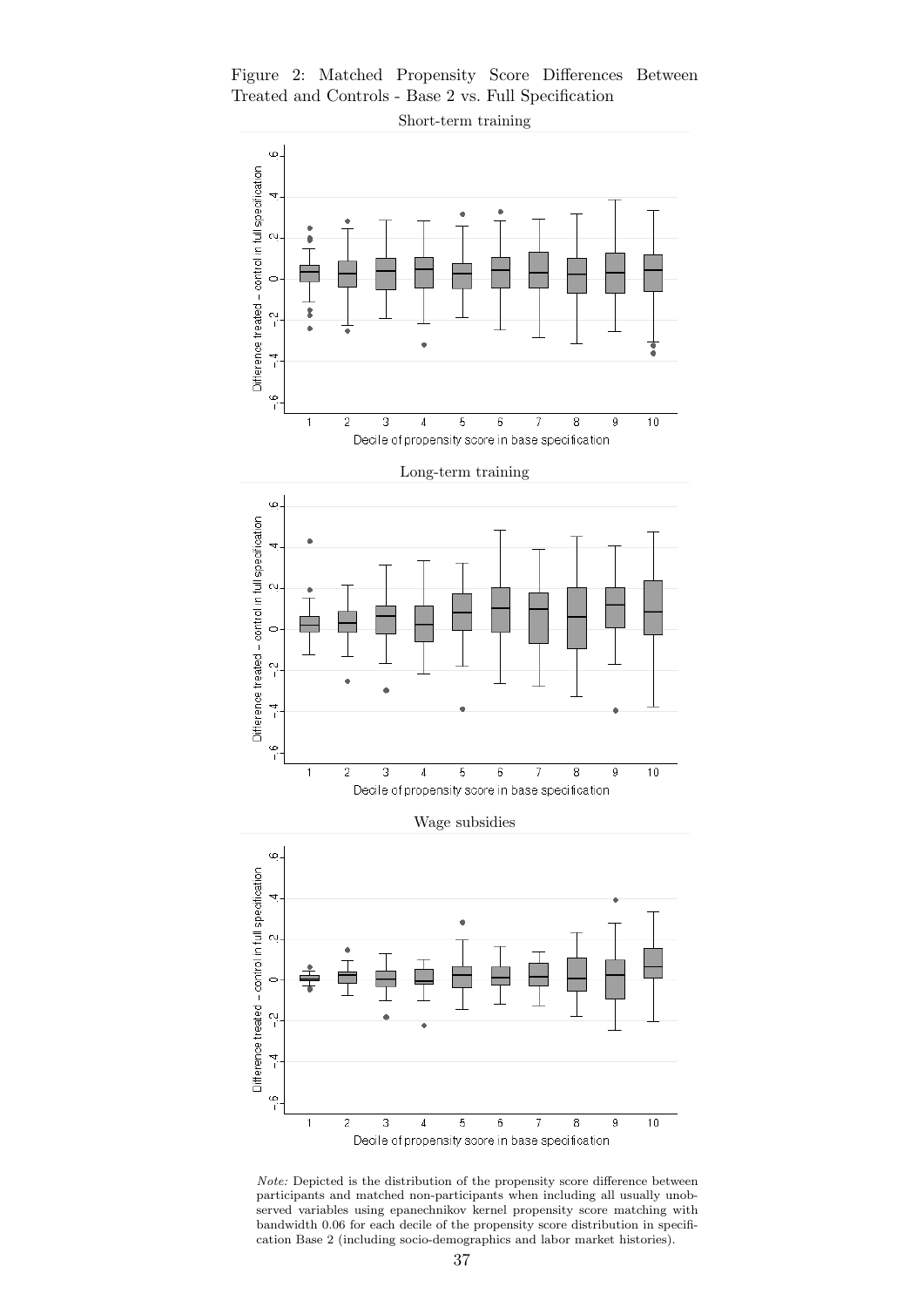Figure 2: Matched Propensity Score Differences Between Treated and Controls - Base 2 vs. Full Specification

Short-term training

Long-term training

Wage subsidies

*Note:* Depicted is the distribution of the propensity score difference between participants and matched non-participants when including all usually unobserved variables using epanechnikov kernel propensity score matching with bandwidth 0.06 for each decile of the propensity score distribution in specification Base 2 (including socio-demographics and labor market histories).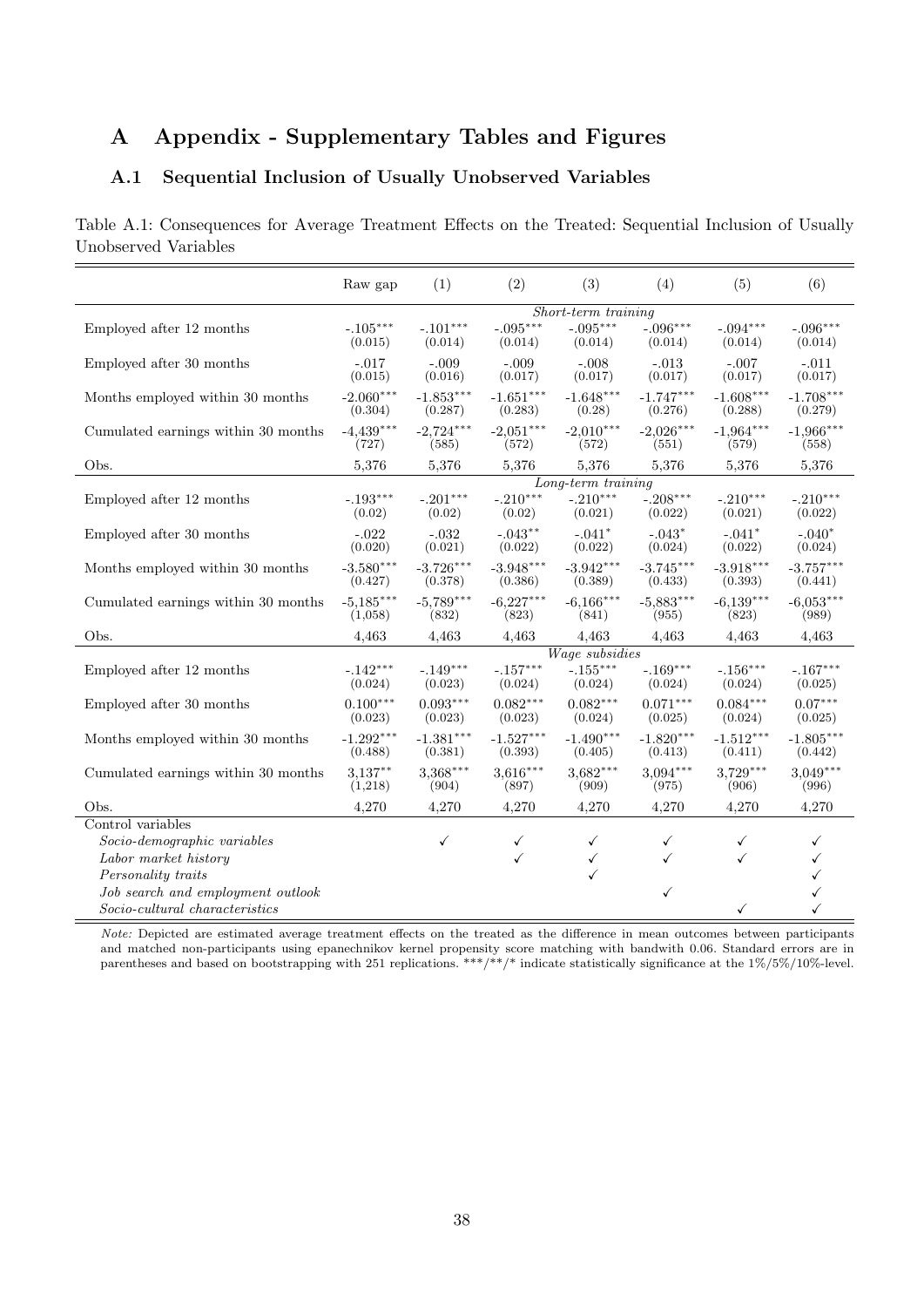# A Appendix - Supplementary Tables and Figures

## A.1 Sequential Inclusion of Usually Unobserved Variables

Table A.1: Consequences for Average Treatment Effects on the Treated: Sequential Inclusion of Usually Unobserved Variables

| | Raw gap | (1) | (2) | (3) | (4) | (5) | (6) |
|---|---|---|---|---|---|---|---|
| | | | | *Short-term training* | | | |
| Employed after 12 months | -.105*** | -.101*** | -.095*** | -.095*** | -.096*** | -.094*** | -.096*** |
| | (0.015) | (0.014) | (0.014) | (0.014) | (0.014) | (0.014) | (0.014) |
| Employed after 30 months | -.017 | -.009 | -.009 | -.008 | -.013 | -.007 | -.011 |
| | (0.015) | (0.016) | (0.017) | (0.017) | (0.017) | (0.017) | (0.017) |
| Months employed within 30 months | -2.060*** | -1.853*** | -1.651*** | -1.648*** | -1.747*** | -1.608*** | -1.708*** |
| | (0.304) | (0.287) | (0.283) | (0.28) | (0.276) | (0.288) | (0.279) |
| Cumulated earnings within 30 months | -4,439*** | -2,724*** | -2,051*** | -2,010*** | -2,026*** | -1,964*** | -1,966*** |
| | (727) | (585) | (572) | (572) | (551) | (579) | (558) |
| Obs. | 5,376 | 5,376 | 5,376 | 5,376 | 5,376 | 5,376 | 5,376 |
| | | | | *Long-term training* | | | |
| Employed after 12 months | -.193*** | -.201*** | -.210*** | -.210*** | -.208*** | -.210*** | -.210*** |
| | (0.02) | (0.02) | (0.02) | (0.021) | (0.022) | (0.021) | (0.022) |
| Employed after 30 months | -.022 | -.032 | -.043** | -.041* | -.043* | -.041* | -.040* |
| | (0.020) | (0.021) | (0.022) | (0.022) | (0.024) | (0.022) | (0.024) |
| Months employed within 30 months | -3.580*** | -3.726*** | -3.948*** | -3.942*** | -3.745*** | -3.918*** | -3.757*** |
| | (0.427) | (0.378) | (0.386) | (0.389) | (0.433) | (0.393) | (0.441) |
| Cumulated earnings within 30 months | -5,185*** | -5,789*** | -6,227*** | -6,166*** | -5,883*** | -6,139*** | -6,053*** |
| | (1,058) | (832) | (823) | (841) | (955) | (823) | (989) |
| Obs. | 4,463 | 4,463 | 4,463 | 4,463 | 4,463 | 4,463 | 4,463 |
| | | | | *Wage subsidies* | | | |
| Employed after 12 months | -.142*** | -.149*** | -.157*** | -.155*** | -.169*** | -.156*** | -.167*** |
| | (0.024) | (0.023) | (0.024) | (0.024) | (0.024) | (0.024) | (0.025) |
| Employed after 30 months | 0.100*** | 0.093*** | 0.082*** | 0.082*** | 0.071*** | 0.084*** | 0.07*** |
| | (0.023) | (0.023) | (0.023) | (0.024) | (0.025) | (0.024) | (0.025) |
| Months employed within 30 months | -1.292*** | -1.381*** | -1.527*** | -1.490*** | -1.820*** | -1.512*** | -1.805*** |
| | (0.488) | (0.381) | (0.393) | (0.405) | (0.413) | (0.411) | (0.442) |
| Cumulated earnings within 30 months | 3,137** | 3,368*** | 3,616*** | 3,682*** | 3,094*** | 3,729*** | 3,049*** |
| | (1,218) | (904) | (897) | (909) | (975) | (906) | (996) |
| Obs. | 4,270 | 4,270 | 4,270 | 4,270 | 4,270 | 4,270 | 4,270 |
| Control variables | | | | | | | |
| *Socio-demographic variables* | | ✓ | ✓ | ✓ | ✓ | ✓ | ✓ |
| *Labor market history* | | | ✓ | ✓ | ✓ | ✓ | ✓ |
| *Personality traits* | | | | ✓ | | | ✓ |
| *Job search and employment outlook* | | | | | ✓ | | ✓ |
| *Socio-cultural characteristics* | | | | | | ✓ | ✓ |

*Note:* Depicted are estimated average treatment effects on the treated as the difference in mean outcomes between participants and matched non-participants using epanechnikov kernel propensity score matching with bandwith 0.06. Standard errors are in parentheses and based on bootstrapping with 251 replications. \*\*\*/\*\*/\* indicate statistically significance at the 1%/5%/10%-level.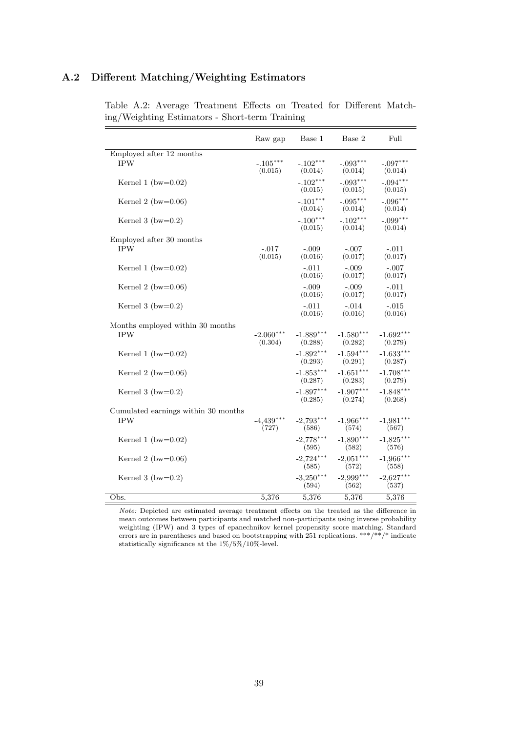## A.2 Different Matching/Weighting Estimators

Table A.2: Average Treatment Effects on Treated for Different Matching/Weighting Estimators - Short-term Training

| | Raw gap | Base 1 | Base 2 | Full |
|---|---|---|---|---|
| Employed after 12 months | | | | |
| IPW | -.105*** | -.102*** | -.093*** | -.097*** |
| | (0.015) | (0.014) | (0.014) | (0.014) |
| Kernel 1 (bw=0.02) | | -.102*** | -.093*** | -.094*** |
| | | (0.015) | (0.015) | (0.015) |
| Kernel 2 (bw=0.06) | | -.101*** | -.095*** | -.096*** |
| | | (0.014) | (0.014) | (0.014) |
| Kernel 3 (bw=0.2) | | -.100*** | -.102*** | -.099*** |
| | | (0.015) | (0.014) | (0.014) |
| Employed after 30 months | | | | |
| IPW | -.017 | -.009 | -.007 | -.011 |
| | (0.015) | (0.016) | (0.017) | (0.017) |
| Kernel 1 (bw=0.02) | | -.011 | -.009 | -.007 |
| | | (0.016) | (0.017) | (0.017) |
| Kernel 2 (bw=0.06) | | -.009 | -.009 | -.011 |
| | | (0.016) | (0.017) | (0.017) |
| Kernel 3 (bw=0.2) | | -.011 | -.014 | -.015 |
| | | (0.016) | (0.016) | (0.016) |
| Months employed within 30 months | | | | |
| IPW | -2.060*** | -1.889*** | -1.580*** | -1.692*** |
| | (0.304) | (0.288) | (0.282) | (0.279) |
| Kernel 1 (bw=0.02) | | -1.892*** | -1.594*** | -1.633*** |
| | | (0.293) | (0.291) | (0.287) |
| Kernel 2 (bw=0.06) | | -1.853*** | -1.651*** | -1.708*** |
| | | (0.287) | (0.283) | (0.279) |
| Kernel 3 (bw=0.2) | | -1.897*** | -1.907*** | -1.848*** |
| | | (0.285) | (0.274) | (0.268) |
| Cumulated earnings within 30 months | | | | |
| IPW | -4,439*** | -2,793*** | -1,966*** | -1,981*** |
| | (727) | (586) | (574) | (567) |
| Kernel 1 (bw=0.02) | | -2,778*** | -1,890*** | -1,825*** |
| | | (595) | (582) | (576) |
| Kernel 2 (bw=0.06) | | -2,724*** | -2,051*** | -1,966*** |
| | | (585) | (572) | (558) |
| Kernel 3 (bw=0.2) | | -3,250*** | -2,999*** | -2,627*** |
| | | (594) | (562) | (537) |
| Obs. | 5,376 | 5,376 | 5,376 | 5,376 |

*Note:* Depicted are estimated average treatment effects on the treated as the difference in mean outcomes between participants and matched non-participants using inverse probability weighting (IPW) and 3 types of epanechnikov kernel propensity score matching. Standard errors are in parentheses and based on bootstrapping with 251 replications. ***/**/* indicate statistically significance at the 1%/5%/10%-level.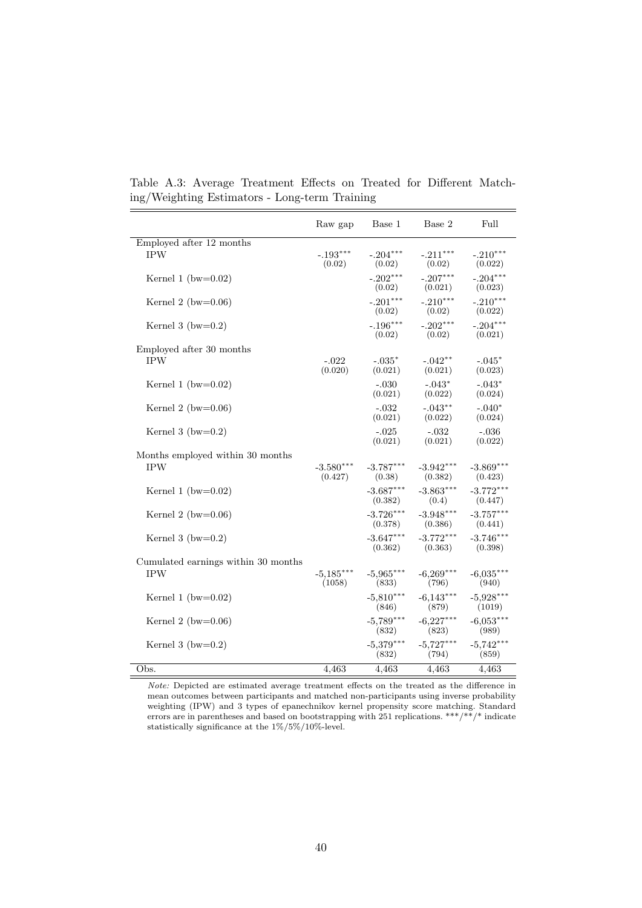Table A.3: Average Treatment Effects on Treated for Different Matching/Weighting Estimators - Long-term Training

| | Raw gap | Base 1 | Base 2 | Full |
|---|---|---|---|---|
| Employed after 12 months | | | | |
| IPW | -.193*** (0.02) | -.204*** (0.02) | -.211*** (0.02) | -.210*** (0.022) |
| Kernel 1 (bw=0.02) | | -.202*** (0.02) | -.207*** (0.021) | -.204*** (0.023) |
| Kernel 2 (bw=0.06) | | -.201*** (0.02) | -.210*** (0.02) | -.210*** (0.022) |
| Kernel 3 (bw=0.2) | | -.196*** (0.02) | -.202*** (0.02) | -.204*** (0.021) |
| Employed after 30 months | | | | |
| IPW | -.022 (0.020) | -.035* (0.021) | -.042** (0.021) | -.045* (0.023) |
| Kernel 1 (bw=0.02) | | -.030 (0.021) | -.043* (0.022) | -.043* (0.024) |
| Kernel 2 (bw=0.06) | | -.032 (0.021) | -.043** (0.022) | -.040* (0.024) |
| Kernel 3 (bw=0.2) | | -.025 (0.021) | -.032 (0.021) | -.036 (0.022) |
| Months employed within 30 months | | | | |
| IPW | -3.580*** (0.427) | -3.787*** (0.38) | -3.942*** (0.382) | -3.869*** (0.423) |
| Kernel 1 (bw=0.02) | | -3.687*** (0.382) | -3.863*** (0.4) | -3.772*** (0.447) |
| Kernel 2 (bw=0.06) | | -3.726*** (0.378) | -3.948*** (0.386) | -3.757*** (0.441) |
| Kernel 3 (bw=0.2) | | -3.647*** (0.362) | -3.772*** (0.363) | -3.746*** (0.398) |
| Cumulated earnings within 30 months | | | | |
| IPW | -5,185*** (1058) | -5,965*** (833) | -6,269*** (796) | -6,035*** (940) |
| Kernel 1 (bw=0.02) | | -5,810*** (846) | -6,143*** (879) | -5,928*** (1019) |
| Kernel 2 (bw=0.06) | | -5,789*** (832) | -6,227*** (823) | -6,053*** (989) |
| Kernel 3 (bw=0.2) | | -5,379*** (832) | -5,727*** (794) | -5,742*** (859) |
| Obs. | 4,463 | 4,463 | 4,463 | 4,463 |

*Note:* Depicted are estimated average treatment effects on the treated as the difference in mean outcomes between participants and matched non-participants using inverse probability weighting (IPW) and 3 types of epanechnikov kernel propensity score matching. Standard errors are in parentheses and based on bootstrapping with 251 replications. ***/**/* indicate statistically significance at the 1%/5%/10%-level.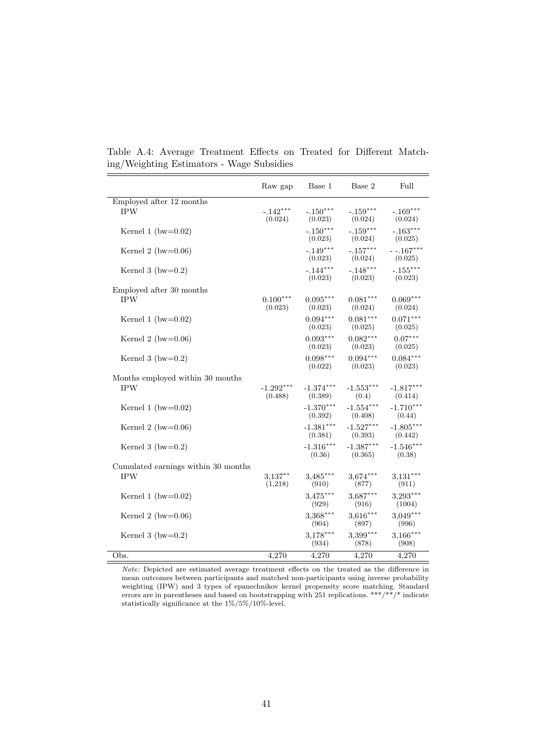Table A.4: Average Treatment Effects on Treated for Different Matching/Weighting Estimators - Wage Subsidies

| | Raw gap | Base 1 | Base 2 | Full |
|---|---|---|---|---|
| Employed after 12 months | | | | |
| IPW | -.142*** (0.024) | -.150*** (0.023) | -.159*** (0.024) | -.169*** (0.024) |
| Kernel 1 (bw=0.02) | | -.150*** (0.023) | -.159*** (0.024) | -.163*** (0.025) |
| Kernel 2 (bw=0.06) | | -.149*** (0.023) | -.157*** (0.024) | - -.167*** (0.025) |
| Kernel 3 (bw=0.2) | | -.144*** (0.023) | -.148*** (0.023) | -.155*** (0.023) |
| Employed after 30 months | | | | |
| IPW | 0.100*** (0.023) | 0.095*** (0.023) | 0.081*** (0.024) | 0.069*** (0.024) |
| Kernel 1 (bw=0.02) | | 0.094*** (0.023) | 0.081*** (0.025) | 0.071*** (0.025) |
| Kernel 2 (bw=0.06) | | 0.093*** (0.023) | 0.082*** (0.023) | 0.07*** (0.025) |
| Kernel 3 (bw=0.2) | | 0.098*** (0.022) | 0.094*** (0.023) | 0.084*** (0.023) |
| Months employed within 30 months | | | | |
| IPW | -1.292*** (0.488) | -1.374*** (0.389) | -1.553*** (0.4) | -1.817*** (0.414) |
| Kernel 1 (bw=0.02) | | -1.370*** (0.392) | -1.554*** (0.408) | -1.710*** (0.44) |
| Kernel 2 (bw=0.06) | | -1.381*** (0.381) | -1.527*** (0.393) | -1.805*** (0.442) |
| Kernel 3 (bw=0.2) | | -1.316*** (0.36) | -1.387*** (0.365) | -1.546*** (0.38) |
| Cumulated earnings within 30 months | | | | |
| IPW | 3,137** (1,218) | 3,485*** (910) | 3,674*** (877) | 3,131*** (911) |
| Kernel 1 (bw=0.02) | | 3,475*** (929) | 3,687*** (916) | 3,293*** (1004) |
| Kernel 2 (bw=0.06) | | 3,368*** (904) | 3,616*** (897) | 3,049*** (996) |
| Kernel 3 (bw=0.2) | | 3,178*** (934) | 3,399*** (878) | 3,166*** (908) |
| Obs. | 4,270 | 4,270 | 4,270 | 4,270 |

*Note:* Depicted are estimated average treatment effects on the treated as the difference in mean outcomes between participants and matched non-participants using inverse probability weighting (IPW) and 3 types of epanechnikov kernel propensity score matching. Standard errors are in parentheses and based on bootstrapping with 251 replications. ***/**/* indicate statistically significance at the 1%/5%/10%-level.